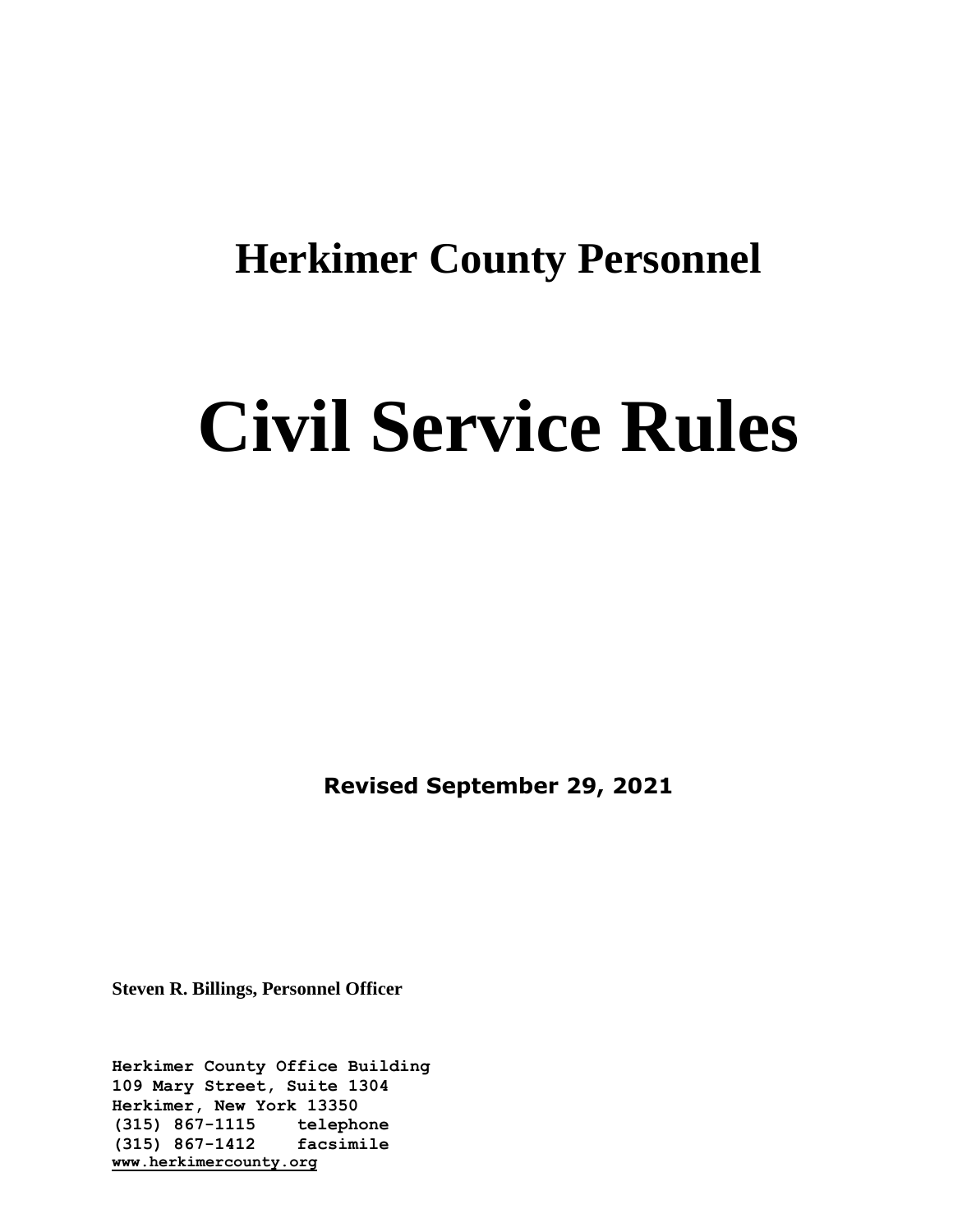# Herkimer County Personnel

# Civil Service Rules

**Revised September 29, 2021**

**Steven R. Billings, Personnel Officer**

**Herkimer County Office Building**
**109 Mary Street, Suite 1304**
**Herkimer, New York 13350**
**(315) 867-1115 telephone**
**(315) 867-1412 facsimile**
**www.herkimercounty.org**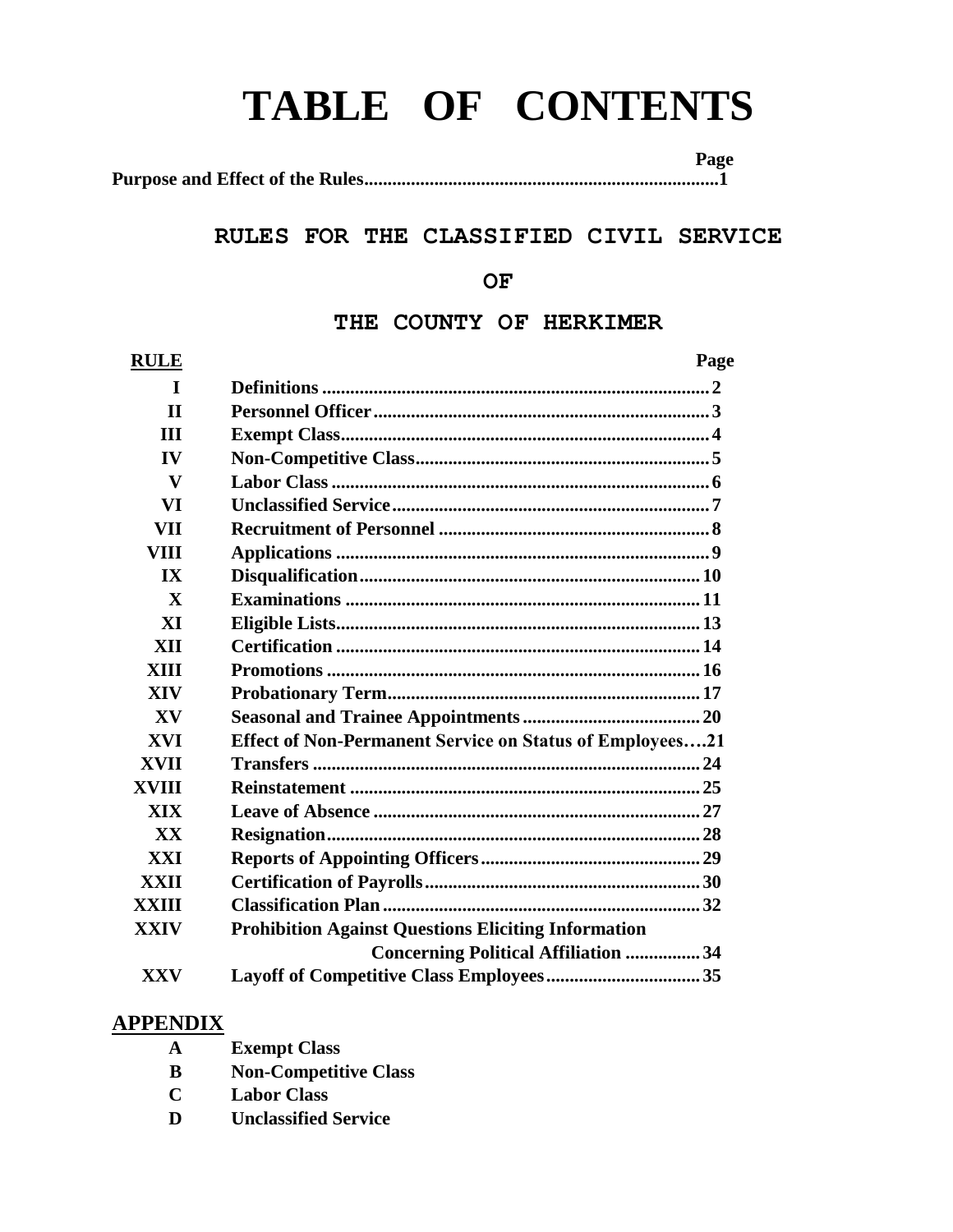# TABLE OF CONTENTS

| | Page |
|---|---|
| **Purpose and Effect of the Rules** | **1** |

## RULES FOR THE CLASSIFIED CIVIL SERVICE

## OF

## THE COUNTY OF HERKIMER

| RULE | | Page |
|---|---|---|
| I | Definitions | 2 |
| II | Personnel Officer | 3 |
| III | Exempt Class | 4 |
| IV | Non-Competitive Class | 5 |
| V | Labor Class | 6 |
| VI | Unclassified Service | 7 |
| VII | Recruitment of Personnel | 8 |
| VIII | Applications | 9 |
| IX | Disqualification | 10 |
| X | Examinations | 11 |
| XI | Eligible Lists | 13 |
| XII | Certification | 14 |
| XIII | Promotions | 16 |
| XIV | Probationary Term | 17 |
| XV | Seasonal and Trainee Appointments | 20 |
| XVI | Effect of Non-Permanent Service on Status of Employees | 21 |
| XVII | Transfers | 24 |
| XVIII | Reinstatement | 25 |
| XIX | Leave of Absence | 27 |
| XX | Resignation | 28 |
| XXI | Reports of Appointing Officers | 29 |
| XXII | Certification of Payrolls | 30 |
| XXIII | Classification Plan | 32 |
| XXIV | Prohibition Against Questions Eliciting Information Concerning Political Affiliation | 34 |
| XXV | Layoff of Competitive Class Employees | 35 |

## APPENDIX

| | |
|---|---|
| **A** | **Exempt Class** |
| **B** | **Non-Competitive Class** |
| **C** | **Labor Class** |
| **D** | **Unclassified Service** |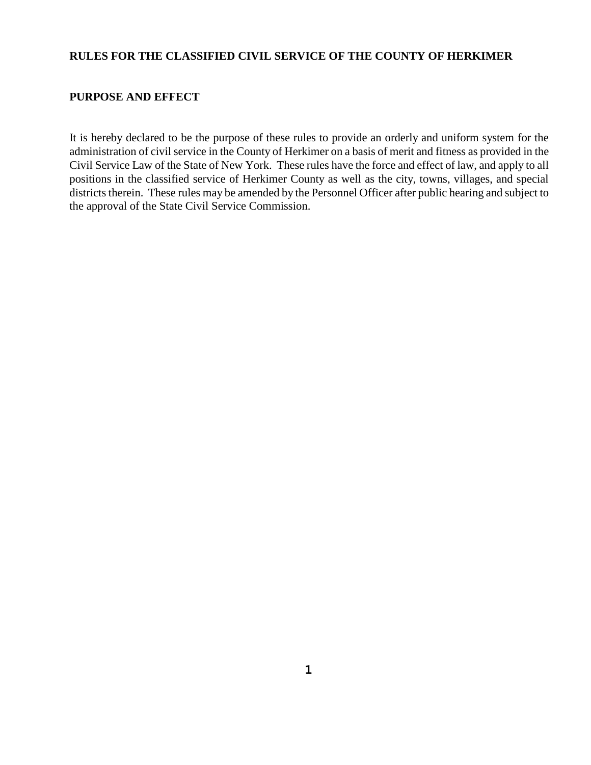# RULES FOR THE CLASSIFIED CIVIL SERVICE OF THE COUNTY OF HERKIMER

## PURPOSE AND EFFECT

It is hereby declared to be the purpose of these rules to provide an orderly and uniform system for the administration of civil service in the County of Herkimer on a basis of merit and fitness as provided in the Civil Service Law of the State of New York. These rules have the force and effect of law, and apply to all positions in the classified service of Herkimer County as well as the city, towns, villages, and special districts therein. These rules may be amended by the Personnel Officer after public hearing and subject to the approval of the State Civil Service Commission.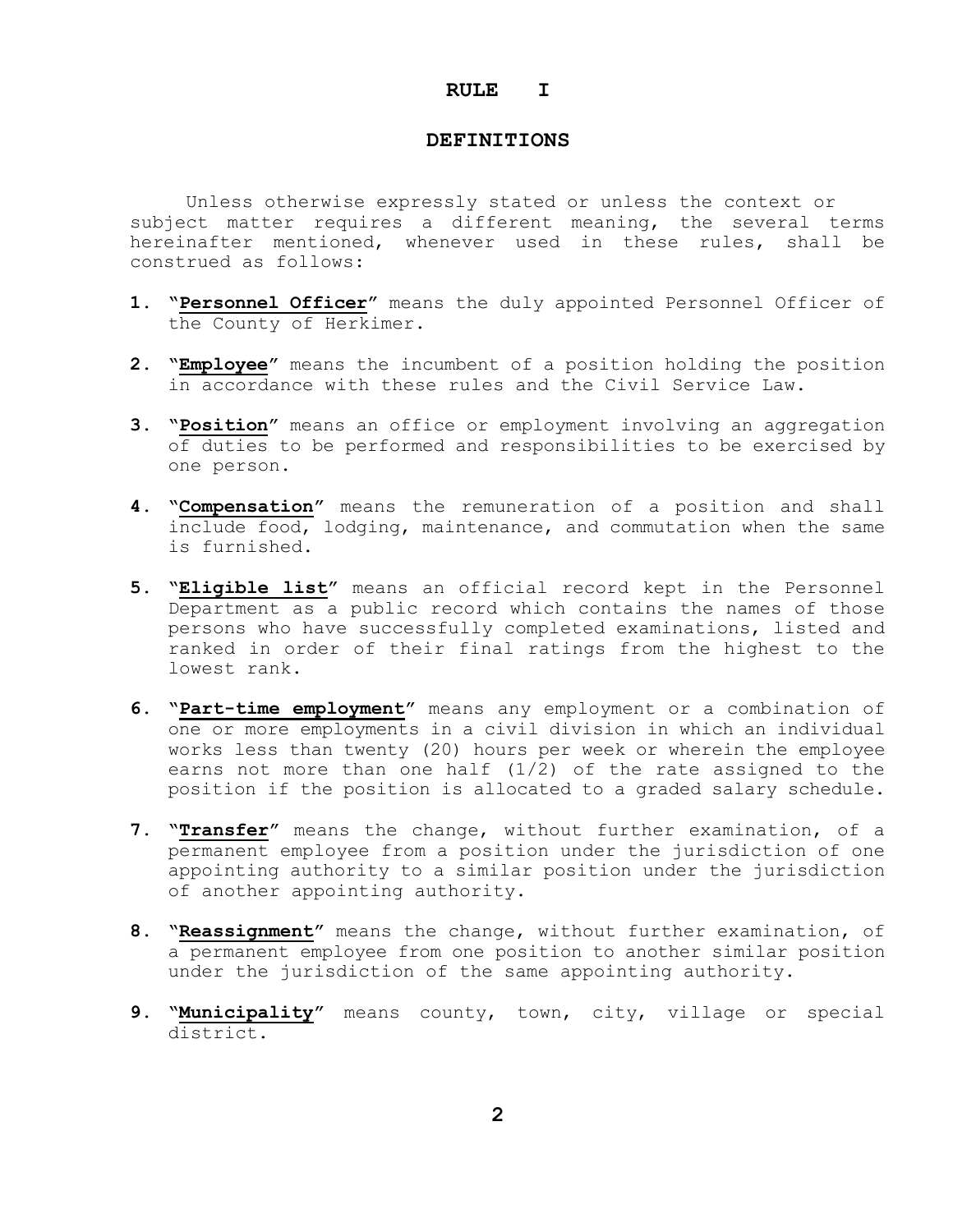# RULE I

## DEFINITIONS

Unless otherwise expressly stated or unless the context or subject matter requires a different meaning, the several terms hereinafter mentioned, whenever used in these rules, shall be construed as follows:

1. "**Personnel Officer**" means the duly appointed Personnel Officer of the County of Herkimer.

2. "**Employee**" means the incumbent of a position holding the position in accordance with these rules and the Civil Service Law.

3. "**Position**" means an office or employment involving an aggregation of duties to be performed and responsibilities to be exercised by one person.

4. "**Compensation**" means the remuneration of a position and shall include food, lodging, maintenance, and commutation when the same is furnished.

5. "**Eligible list**" means an official record kept in the Personnel Department as a public record which contains the names of those persons who have successfully completed examinations, listed and ranked in order of their final ratings from the highest to the lowest rank.

6. "**Part-time employment**" means any employment or a combination of one or more employments in a civil division in which an individual works less than twenty (20) hours per week or wherein the employee earns not more than one half (1/2) of the rate assigned to the position if the position is allocated to a graded salary schedule.

7. "**Transfer**" means the change, without further examination, of a permanent employee from a position under the jurisdiction of one appointing authority to a similar position under the jurisdiction of another appointing authority.

8. "**Reassignment**" means the change, without further examination, of a permanent employee from one position to another similar position under the jurisdiction of the same appointing authority.

9. "**Municipality**" means county, town, city, village or special district.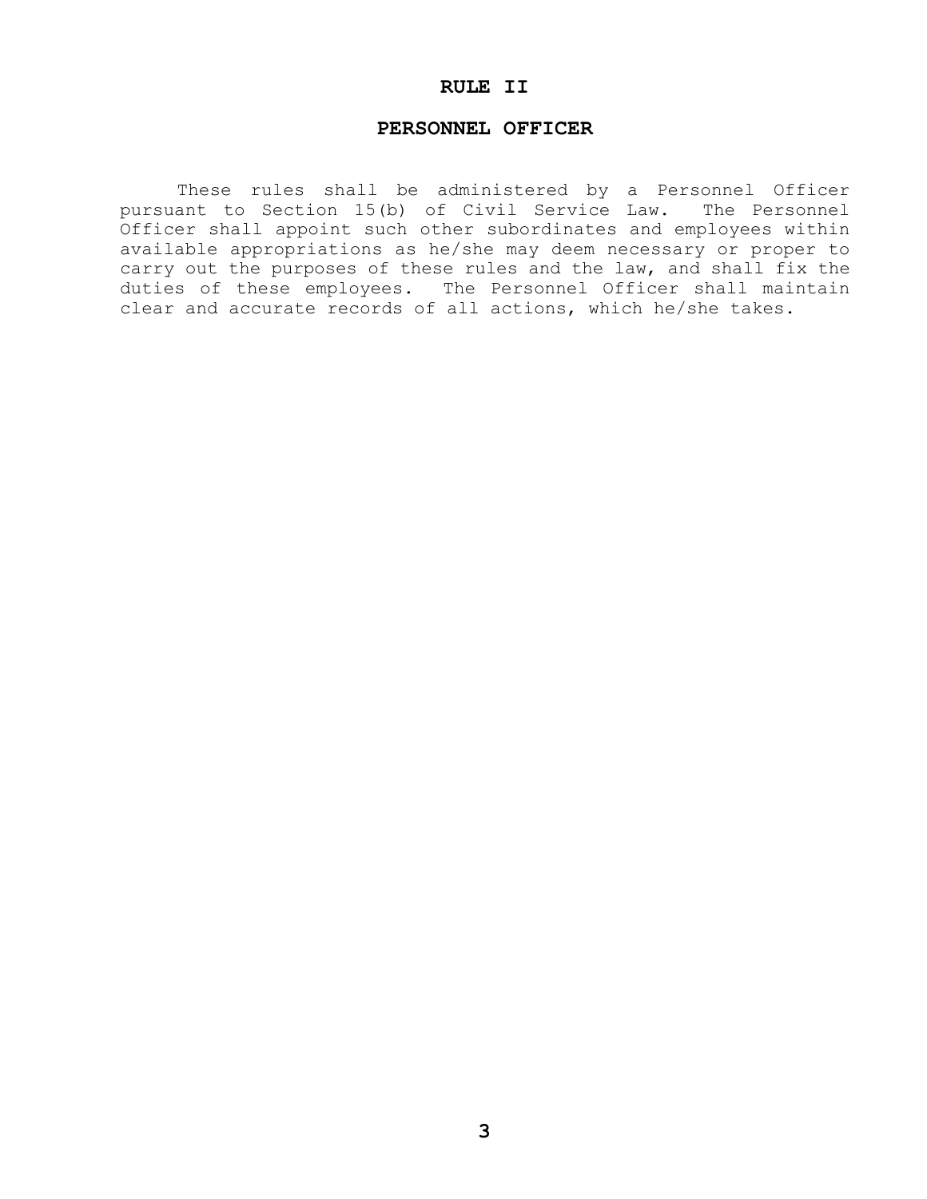# RULE II

## PERSONNEL OFFICER

These rules shall be administered by a Personnel Officer pursuant to Section 15(b) of Civil Service Law. The Personnel Officer shall appoint such other subordinates and employees within available appropriations as he/she may deem necessary or proper to carry out the purposes of these rules and the law, and shall fix the duties of these employees. The Personnel Officer shall maintain clear and accurate records of all actions, which he/she takes.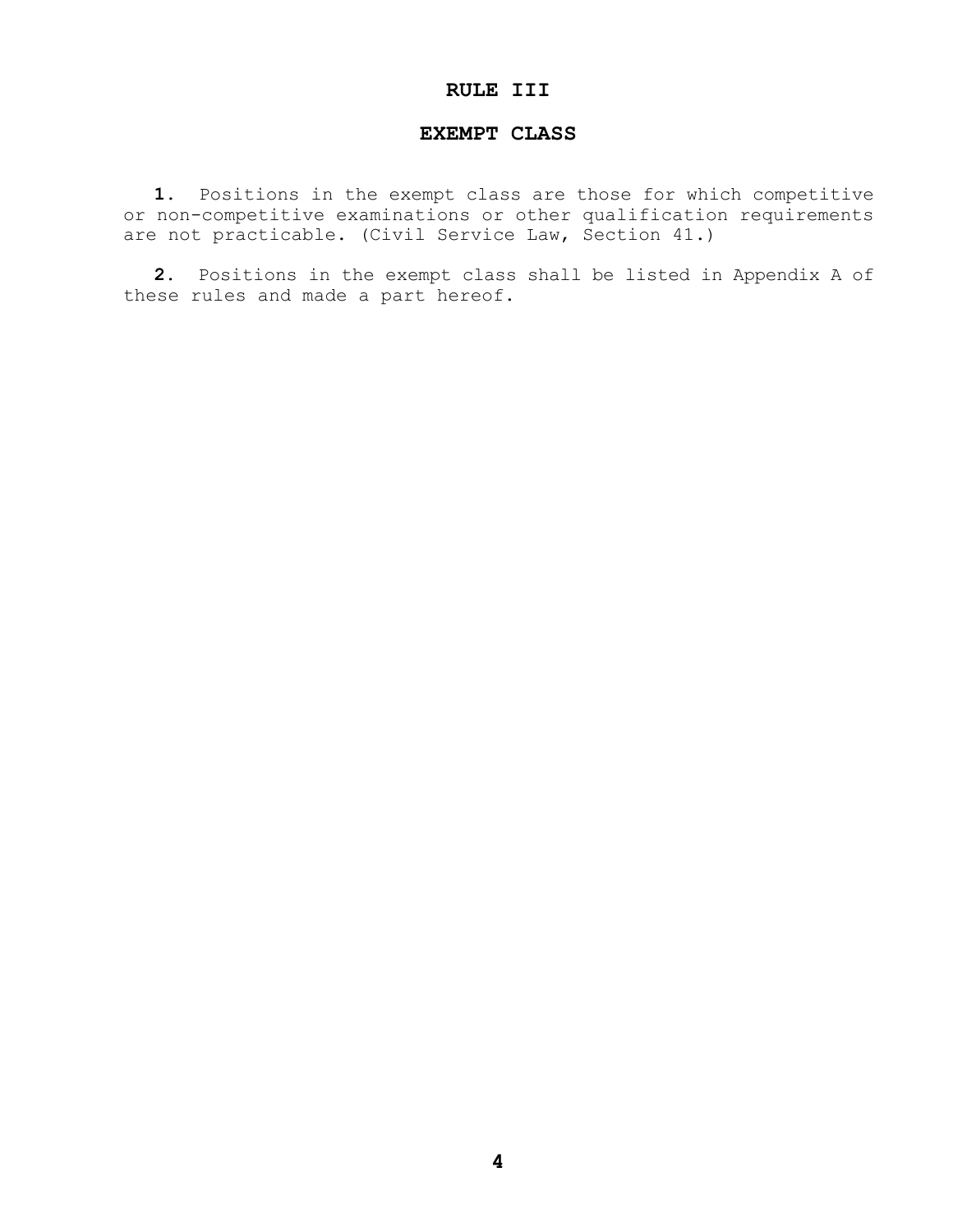# RULE III

## EXEMPT CLASS

**1.** Positions in the exempt class are those for which competitive or non-competitive examinations or other qualification requirements are not practicable. (Civil Service Law, Section 41.)

**2.** Positions in the exempt class shall be listed in Appendix A of these rules and made a part hereof.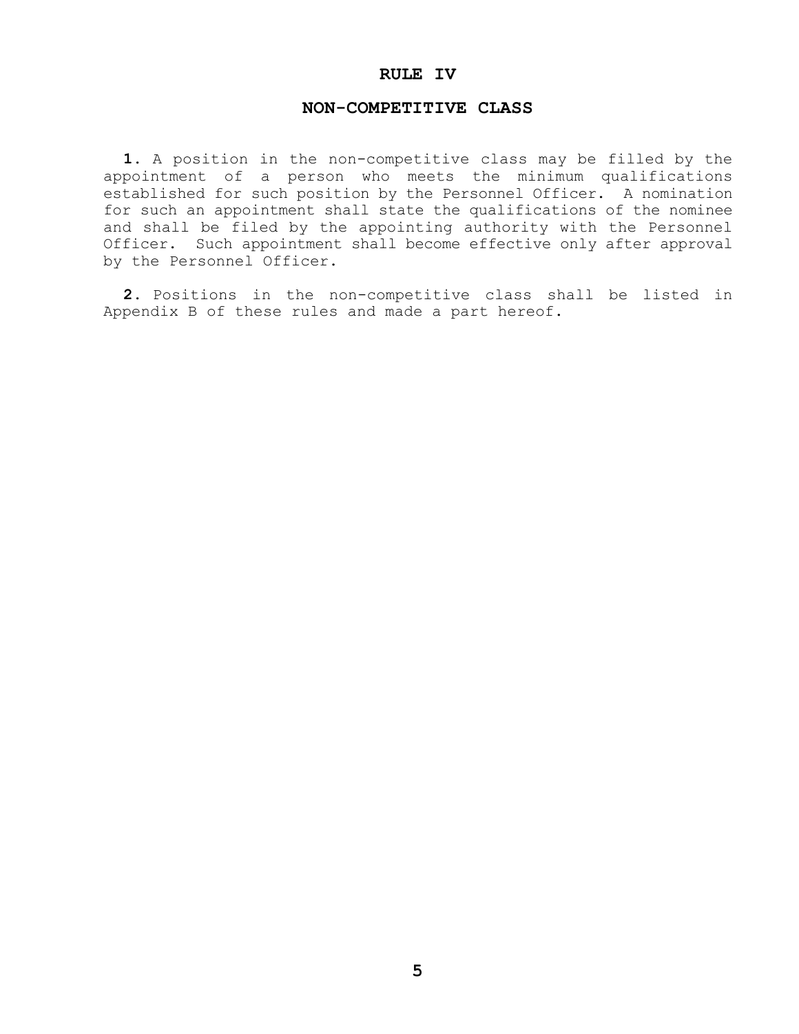# RULE IV

## NON-COMPETITIVE CLASS

**1.** A position in the non-competitive class may be filled by the appointment of a person who meets the minimum qualifications established for such position by the Personnel Officer. A nomination for such an appointment shall state the qualifications of the nominee and shall be filed by the appointing authority with the Personnel Officer. Such appointment shall become effective only after approval by the Personnel Officer.

**2.** Positions in the non-competitive class shall be listed in Appendix B of these rules and made a part hereof.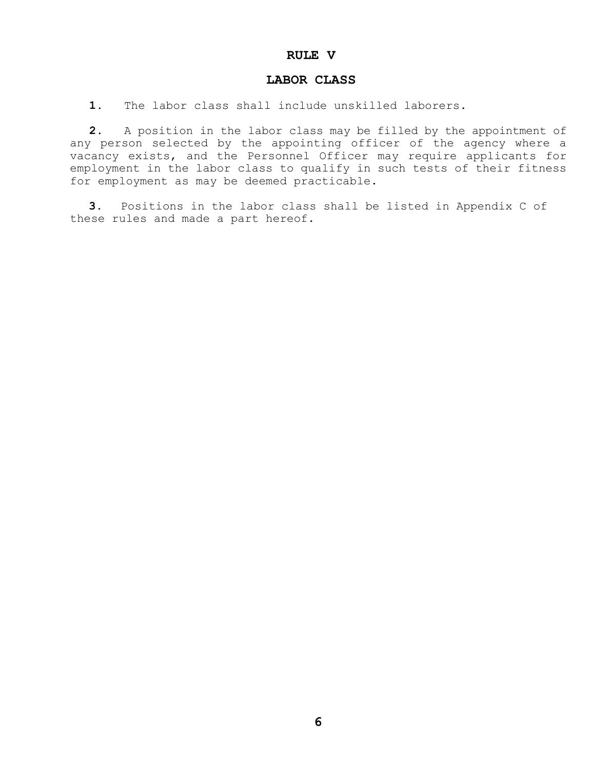# RULE V

## LABOR CLASS

**1.** The labor class shall include unskilled laborers.

**2.** A position in the labor class may be filled by the appointment of any person selected by the appointing officer of the agency where a vacancy exists, and the Personnel Officer may require applicants for employment in the labor class to qualify in such tests of their fitness for employment as may be deemed practicable.

**3.** Positions in the labor class shall be listed in Appendix C of these rules and made a part hereof.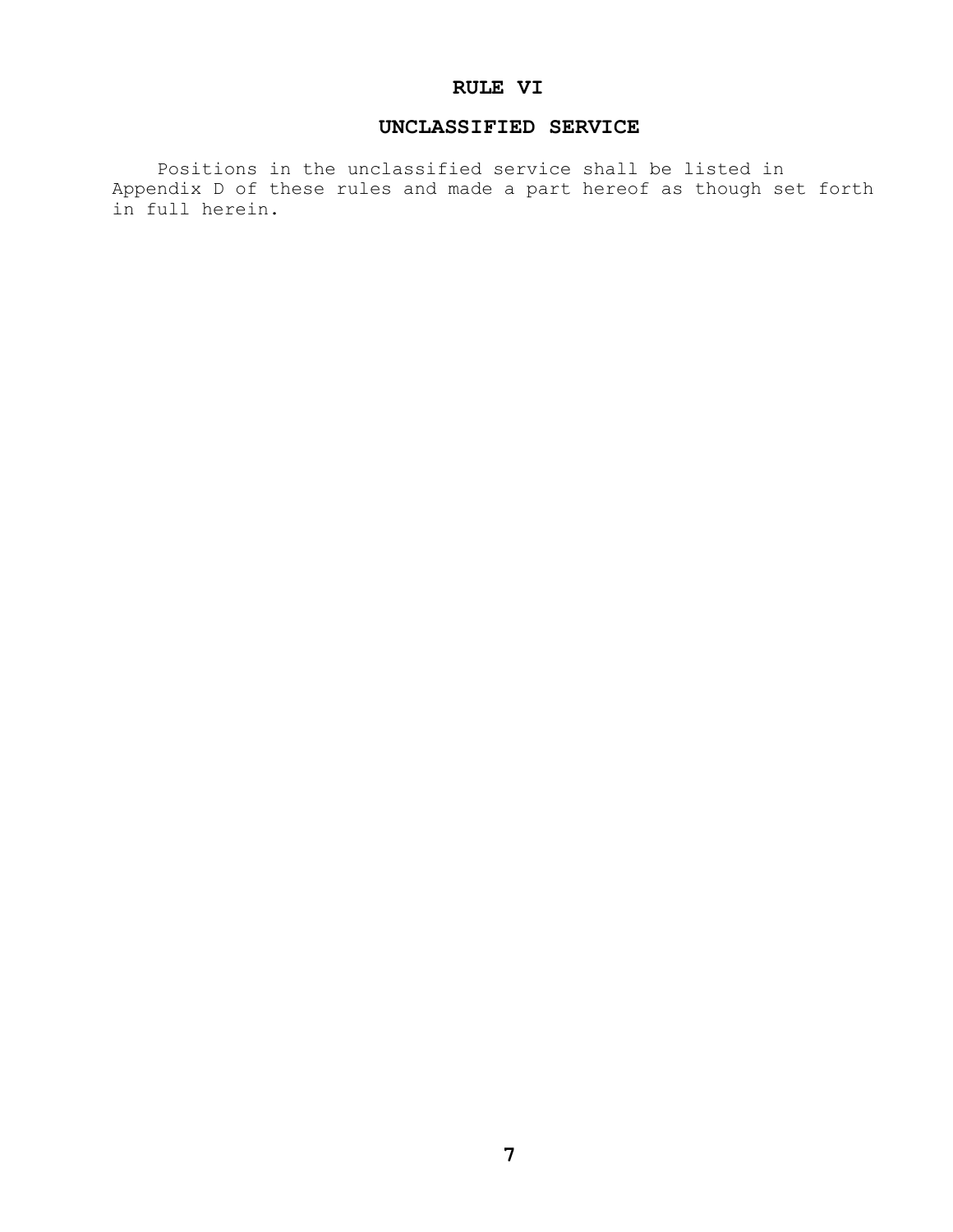# RULE VI

## UNCLASSIFIED SERVICE

Positions in the unclassified service shall be listed in Appendix D of these rules and made a part hereof as though set forth in full herein.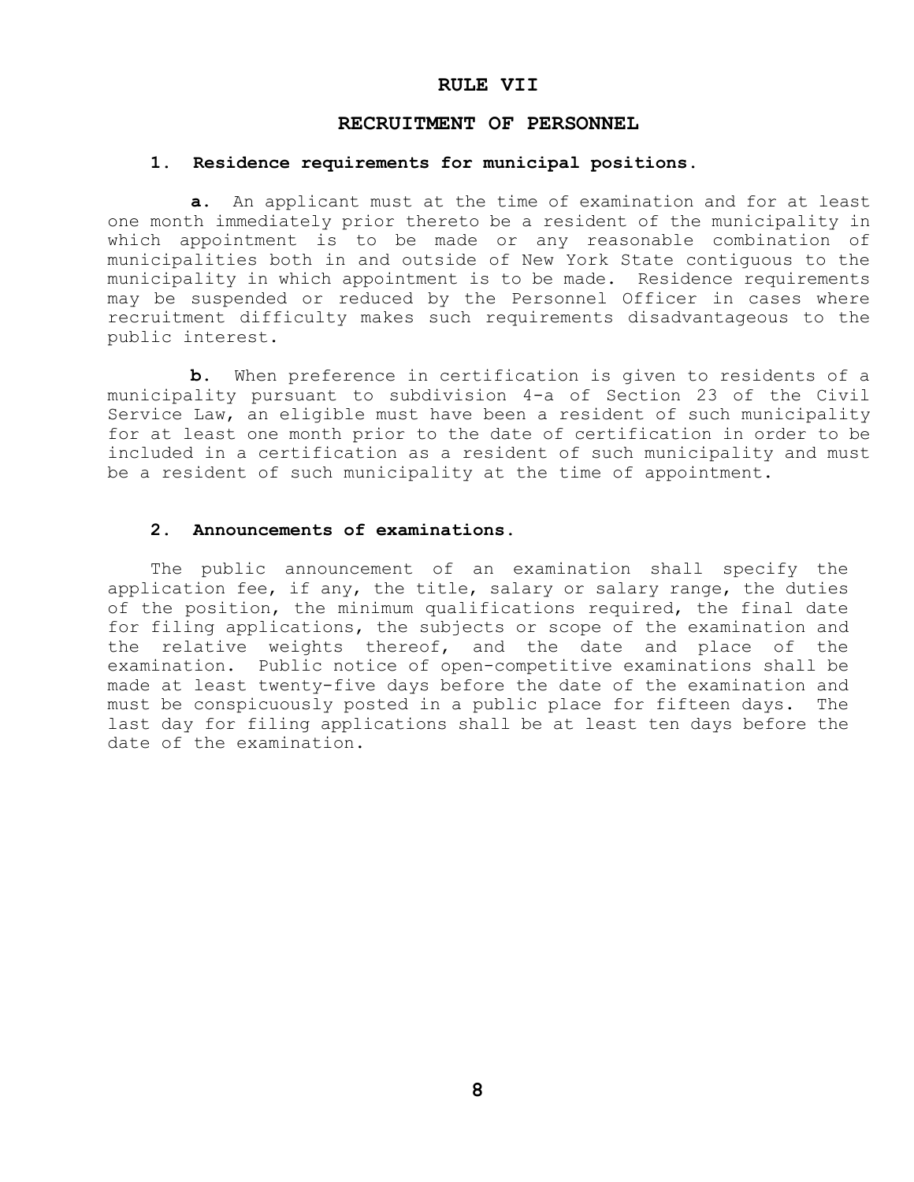# RULE VII

## RECRUITMENT OF PERSONNEL

### 1. Residence requirements for municipal positions.

**a.** An applicant must at the time of examination and for at least one month immediately prior thereto be a resident of the municipality in which appointment is to be made or any reasonable combination of municipalities both in and outside of New York State contiguous to the municipality in which appointment is to be made. Residence requirements may be suspended or reduced by the Personnel Officer in cases where recruitment difficulty makes such requirements disadvantageous to the public interest.

**b.** When preference in certification is given to residents of a municipality pursuant to subdivision 4-a of Section 23 of the Civil Service Law, an eligible must have been a resident of such municipality for at least one month prior to the date of certification in order to be included in a certification as a resident of such municipality and must be a resident of such municipality at the time of appointment.

### 2. Announcements of examinations.

The public announcement of an examination shall specify the application fee, if any, the title, salary or salary range, the duties of the position, the minimum qualifications required, the final date for filing applications, the subjects or scope of the examination and the relative weights thereof, and the date and place of the examination. Public notice of open-competitive examinations shall be made at least twenty-five days before the date of the examination and must be conspicuously posted in a public place for fifteen days. The last day for filing applications shall be at least ten days before the date of the examination.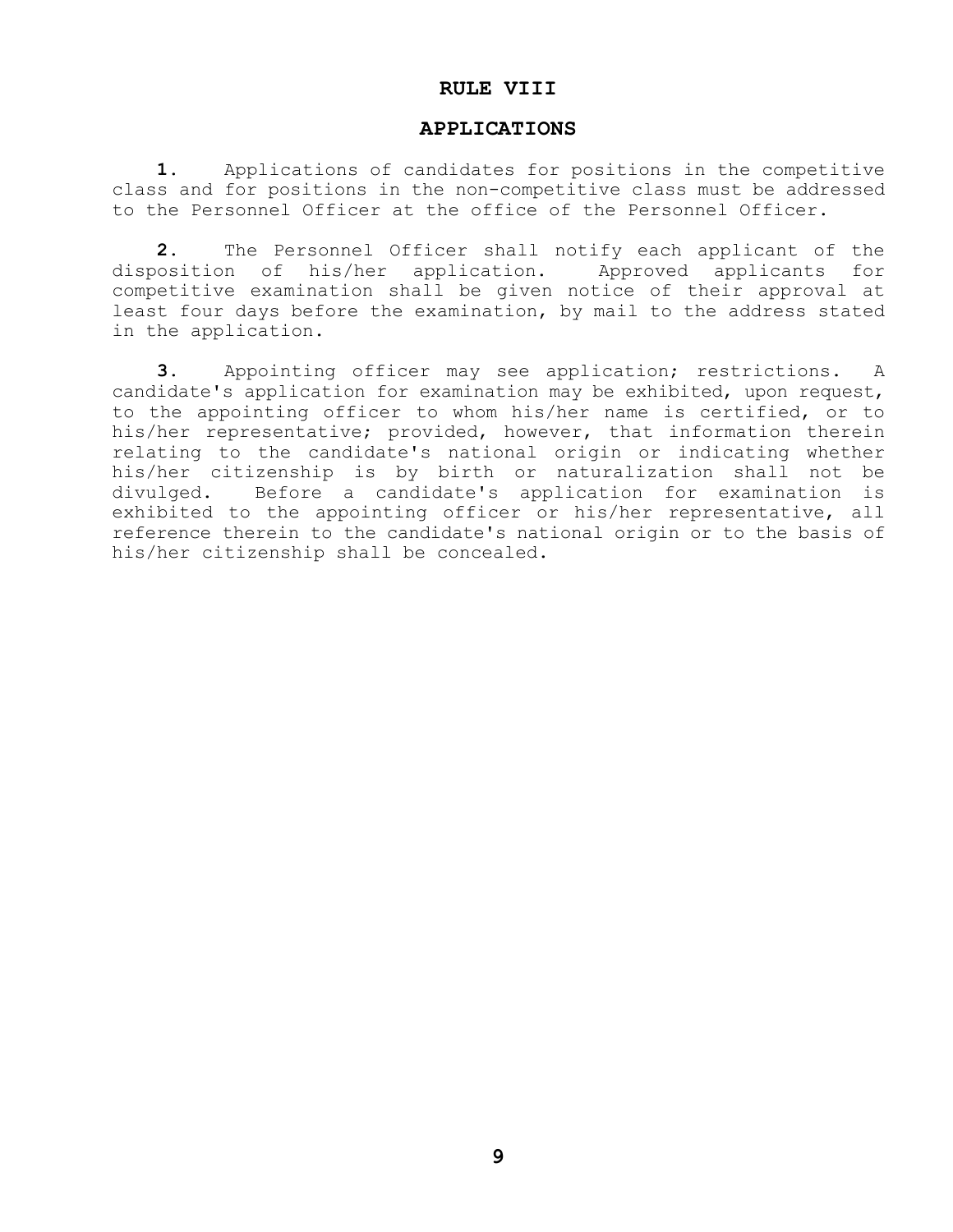# RULE VIII

## APPLICATIONS

**1.** Applications of candidates for positions in the competitive class and for positions in the non-competitive class must be addressed to the Personnel Officer at the office of the Personnel Officer.

**2.** The Personnel Officer shall notify each applicant of the disposition of his/her application. Approved applicants for competitive examination shall be given notice of their approval at least four days before the examination, by mail to the address stated in the application.

**3.** Appointing officer may see application; restrictions. A candidate's application for examination may be exhibited, upon request, to the appointing officer to whom his/her name is certified, or to his/her representative; provided, however, that information therein relating to the candidate's national origin or indicating whether his/her citizenship is by birth or naturalization shall not be divulged. Before a candidate's application for examination is exhibited to the appointing officer or his/her representative, all reference therein to the candidate's national origin or to the basis of his/her citizenship shall be concealed.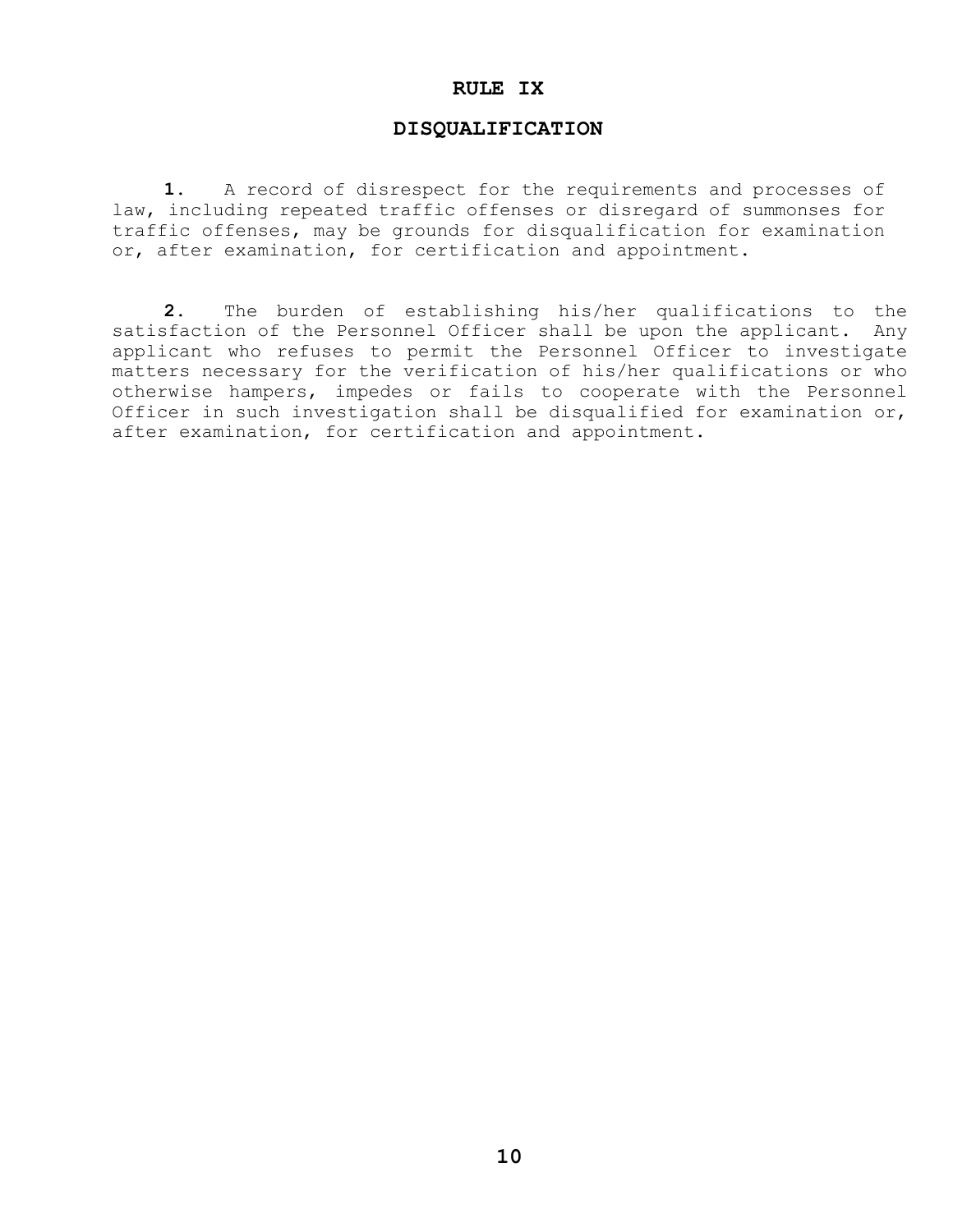# RULE IX

## DISQUALIFICATION

**1.** A record of disrespect for the requirements and processes of law, including repeated traffic offenses or disregard of summonses for traffic offenses, may be grounds for disqualification for examination or, after examination, for certification and appointment.

**2.** The burden of establishing his/her qualifications to the satisfaction of the Personnel Officer shall be upon the applicant. Any applicant who refuses to permit the Personnel Officer to investigate matters necessary for the verification of his/her qualifications or who otherwise hampers, impedes or fails to cooperate with the Personnel Officer in such investigation shall be disqualified for examination or, after examination, for certification and appointment.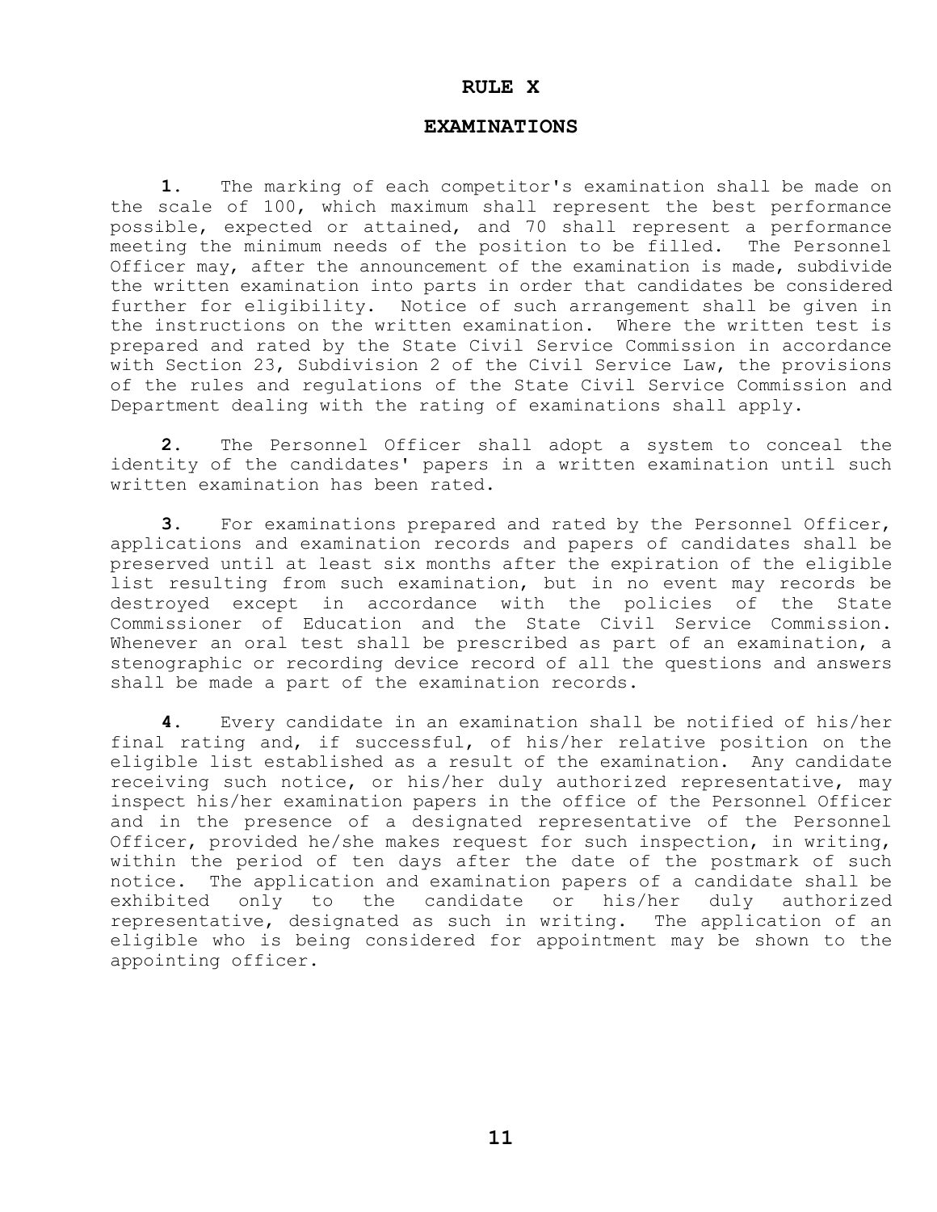# RULE X

## EXAMINATIONS

**1.** The marking of each competitor's examination shall be made on the scale of 100, which maximum shall represent the best performance possible, expected or attained, and 70 shall represent a performance meeting the minimum needs of the position to be filled. The Personnel Officer may, after the announcement of the examination is made, subdivide the written examination into parts in order that candidates be considered further for eligibility. Notice of such arrangement shall be given in the instructions on the written examination. Where the written test is prepared and rated by the State Civil Service Commission in accordance with Section 23, Subdivision 2 of the Civil Service Law, the provisions of the rules and regulations of the State Civil Service Commission and Department dealing with the rating of examinations shall apply.

**2.** The Personnel Officer shall adopt a system to conceal the identity of the candidates' papers in a written examination until such written examination has been rated.

**3.** For examinations prepared and rated by the Personnel Officer, applications and examination records and papers of candidates shall be preserved until at least six months after the expiration of the eligible list resulting from such examination, but in no event may records be destroyed except in accordance with the policies of the State Commissioner of Education and the State Civil Service Commission. Whenever an oral test shall be prescribed as part of an examination, a stenographic or recording device record of all the questions and answers shall be made a part of the examination records.

**4.** Every candidate in an examination shall be notified of his/her final rating and, if successful, of his/her relative position on the eligible list established as a result of the examination. Any candidate receiving such notice, or his/her duly authorized representative, may inspect his/her examination papers in the office of the Personnel Officer and in the presence of a designated representative of the Personnel Officer, provided he/she makes request for such inspection, in writing, within the period of ten days after the date of the postmark of such notice. The application and examination papers of a candidate shall be exhibited only to the candidate or his/her duly authorized representative, designated as such in writing. The application of an eligible who is being considered for appointment may be shown to the appointing officer.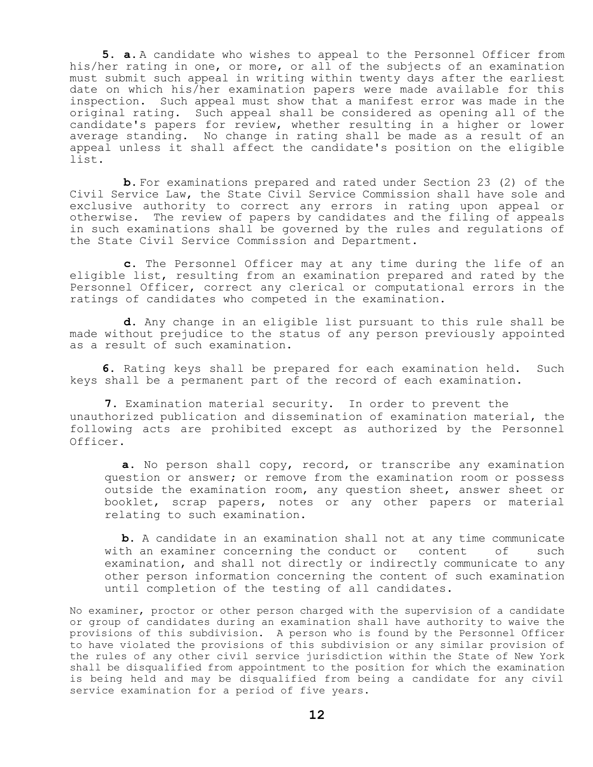**5. a.** A candidate who wishes to appeal to the Personnel Officer from his/her rating in one, or more, or all of the subjects of an examination must submit such appeal in writing within twenty days after the earliest date on which his/her examination papers were made available for this inspection. Such appeal must show that a manifest error was made in the original rating. Such appeal shall be considered as opening all of the candidate's papers for review, whether resulting in a higher or lower average standing. No change in rating shall be made as a result of an appeal unless it shall affect the candidate's position on the eligible list.

**b.** For examinations prepared and rated under Section 23 (2) of the Civil Service Law, the State Civil Service Commission shall have sole and exclusive authority to correct any errors in rating upon appeal or otherwise. The review of papers by candidates and the filing of appeals in such examinations shall be governed by the rules and regulations of the State Civil Service Commission and Department.

**c.** The Personnel Officer may at any time during the life of an eligible list, resulting from an examination prepared and rated by the Personnel Officer, correct any clerical or computational errors in the ratings of candidates who competed in the examination.

**d.** Any change in an eligible list pursuant to this rule shall be made without prejudice to the status of any person previously appointed as a result of such examination.

**6.** Rating keys shall be prepared for each examination held. Such keys shall be a permanent part of the record of each examination.

**7.** Examination material security. In order to prevent the unauthorized publication and dissemination of examination material, the following acts are prohibited except as authorized by the Personnel Officer.

**a.** No person shall copy, record, or transcribe any examination question or answer; or remove from the examination room or possess outside the examination room, any question sheet, answer sheet or booklet, scrap papers, notes or any other papers or material relating to such examination.

**b.** A candidate in an examination shall not at any time communicate with an examiner concerning the conduct or content of such examination, and shall not directly or indirectly communicate to any other person information concerning the content of such examination until completion of the testing of all candidates.

No examiner, proctor or other person charged with the supervision of a candidate or group of candidates during an examination shall have authority to waive the provisions of this subdivision. A person who is found by the Personnel Officer to have violated the provisions of this subdivision or any similar provision of the rules of any other civil service jurisdiction within the State of New York shall be disqualified from appointment to the position for which the examination is being held and may be disqualified from being a candidate for any civil service examination for a period of five years.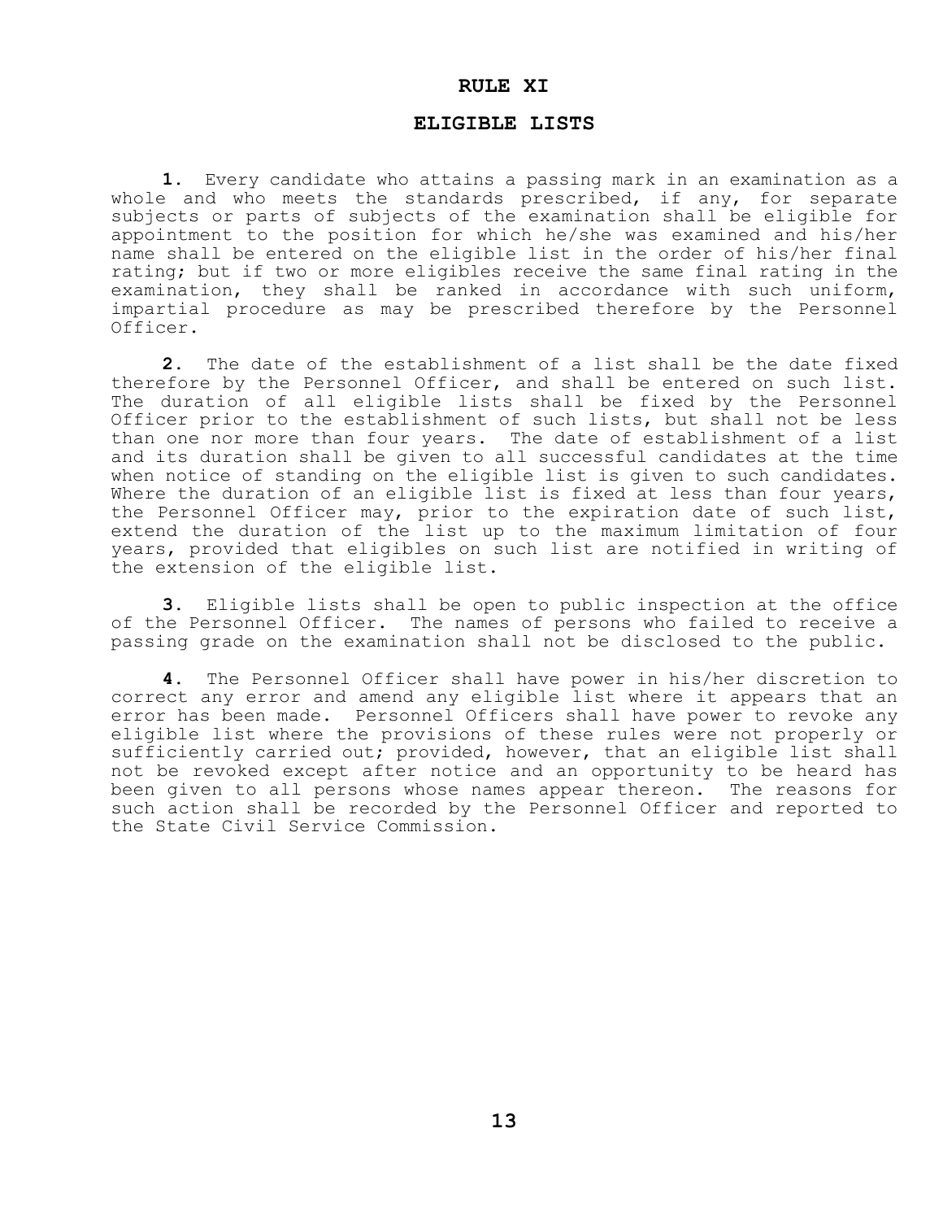# RULE XI

## ELIGIBLE LISTS

**1.** Every candidate who attains a passing mark in an examination as a whole and who meets the standards prescribed, if any, for separate subjects or parts of subjects of the examination shall be eligible for appointment to the position for which he/she was examined and his/her name shall be entered on the eligible list in the order of his/her final rating; but if two or more eligibles receive the same final rating in the examination, they shall be ranked in accordance with such uniform, impartial procedure as may be prescribed therefore by the Personnel Officer.

**2.** The date of the establishment of a list shall be the date fixed therefore by the Personnel Officer, and shall be entered on such list. The duration of all eligible lists shall be fixed by the Personnel Officer prior to the establishment of such lists, but shall not be less than one nor more than four years. The date of establishment of a list and its duration shall be given to all successful candidates at the time when notice of standing on the eligible list is given to such candidates. Where the duration of an eligible list is fixed at less than four years, the Personnel Officer may, prior to the expiration date of such list, extend the duration of the list up to the maximum limitation of four years, provided that eligibles on such list are notified in writing of the extension of the eligible list.

**3.** Eligible lists shall be open to public inspection at the office of the Personnel Officer. The names of persons who failed to receive a passing grade on the examination shall not be disclosed to the public.

**4.** The Personnel Officer shall have power in his/her discretion to correct any error and amend any eligible list where it appears that an error has been made. Personnel Officers shall have power to revoke any eligible list where the provisions of these rules were not properly or sufficiently carried out; provided, however, that an eligible list shall not be revoked except after notice and an opportunity to be heard has been given to all persons whose names appear thereon. The reasons for such action shall be recorded by the Personnel Officer and reported to the State Civil Service Commission.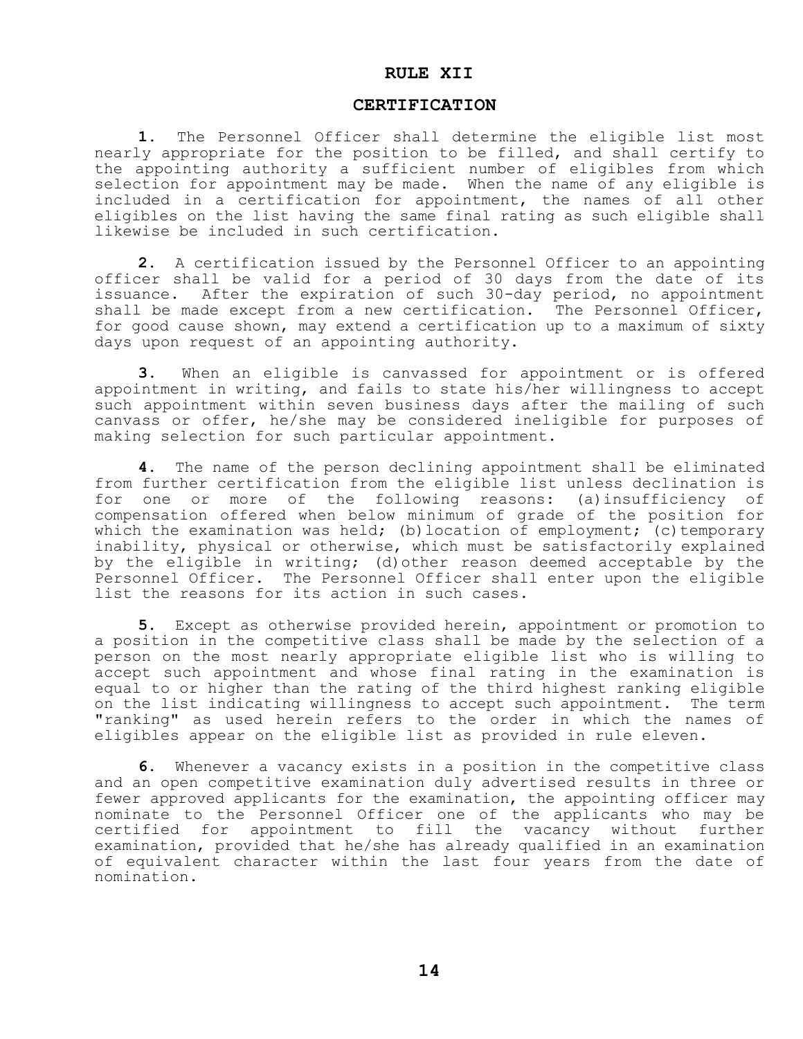# RULE XII

## CERTIFICATION

**1.** The Personnel Officer shall determine the eligible list most nearly appropriate for the position to be filled, and shall certify to the appointing authority a sufficient number of eligibles from which selection for appointment may be made. When the name of any eligible is included in a certification for appointment, the names of all other eligibles on the list having the same final rating as such eligible shall likewise be included in such certification.

**2.** A certification issued by the Personnel Officer to an appointing officer shall be valid for a period of 30 days from the date of its issuance. After the expiration of such 30-day period, no appointment shall be made except from a new certification. The Personnel Officer, for good cause shown, may extend a certification up to a maximum of sixty days upon request of an appointing authority.

**3.** When an eligible is canvassed for appointment or is offered appointment in writing, and fails to state his/her willingness to accept such appointment within seven business days after the mailing of such canvass or offer, he/she may be considered ineligible for purposes of making selection for such particular appointment.

**4.** The name of the person declining appointment shall be eliminated from further certification from the eligible list unless declination is for one or more of the following reasons: (a) insufficiency of compensation offered when below minimum of grade of the position for which the examination was held; (b) location of employment; (c) temporary inability, physical or otherwise, which must be satisfactorily explained by the eligible in writing; (d) other reason deemed acceptable by the Personnel Officer. The Personnel Officer shall enter upon the eligible list the reasons for its action in such cases.

**5.** Except as otherwise provided herein, appointment or promotion to a position in the competitive class shall be made by the selection of a person on the most nearly appropriate eligible list who is willing to accept such appointment and whose final rating in the examination is equal to or higher than the rating of the third highest ranking eligible on the list indicating willingness to accept such appointment. The term "ranking" as used herein refers to the order in which the names of eligibles appear on the eligible list as provided in rule eleven.

**6.** Whenever a vacancy exists in a position in the competitive class and an open competitive examination duly advertised results in three or fewer approved applicants for the examination, the appointing officer may nominate to the Personnel Officer one of the applicants who may be certified for appointment to fill the vacancy without further examination, provided that he/she has already qualified in an examination of equivalent character within the last four years from the date of nomination.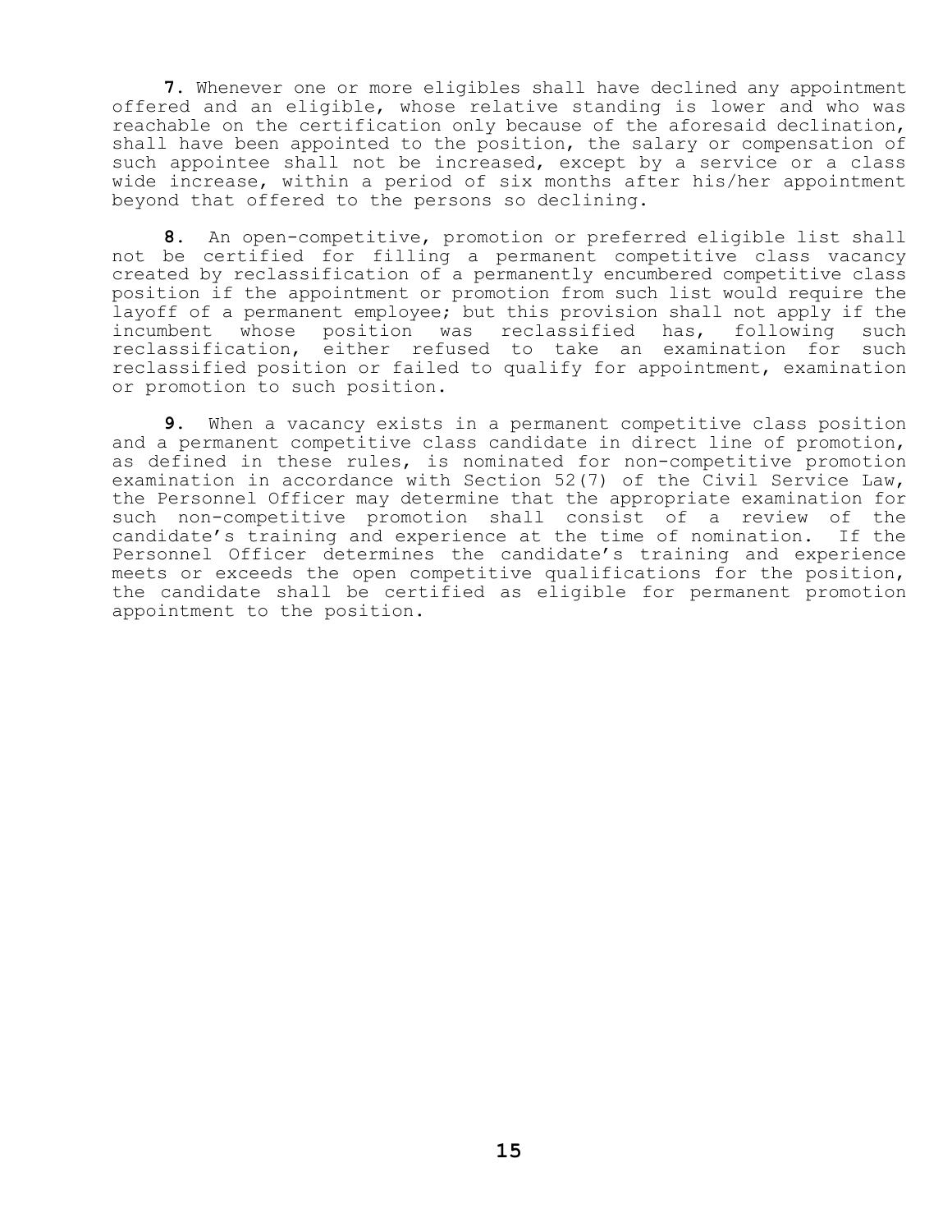**7.** Whenever one or more eligibles shall have declined any appointment offered and an eligible, whose relative standing is lower and who was reachable on the certification only because of the aforesaid declination, shall have been appointed to the position, the salary or compensation of such appointee shall not be increased, except by a service or a class wide increase, within a period of six months after his/her appointment beyond that offered to the persons so declining.

**8.** An open-competitive, promotion or preferred eligible list shall not be certified for filling a permanent competitive class vacancy created by reclassification of a permanently encumbered competitive class position if the appointment or promotion from such list would require the layoff of a permanent employee; but this provision shall not apply if the incumbent whose position was reclassified has, following such reclassification, either refused to take an examination for such reclassified position or failed to qualify for appointment, examination or promotion to such position.

**9.** When a vacancy exists in a permanent competitive class position and a permanent competitive class candidate in direct line of promotion, as defined in these rules, is nominated for non-competitive promotion examination in accordance with Section 52(7) of the Civil Service Law, the Personnel Officer may determine that the appropriate examination for such non-competitive promotion shall consist of a review of the candidate's training and experience at the time of nomination. If the Personnel Officer determines the candidate's training and experience meets or exceeds the open competitive qualifications for the position, the candidate shall be certified as eligible for permanent promotion appointment to the position.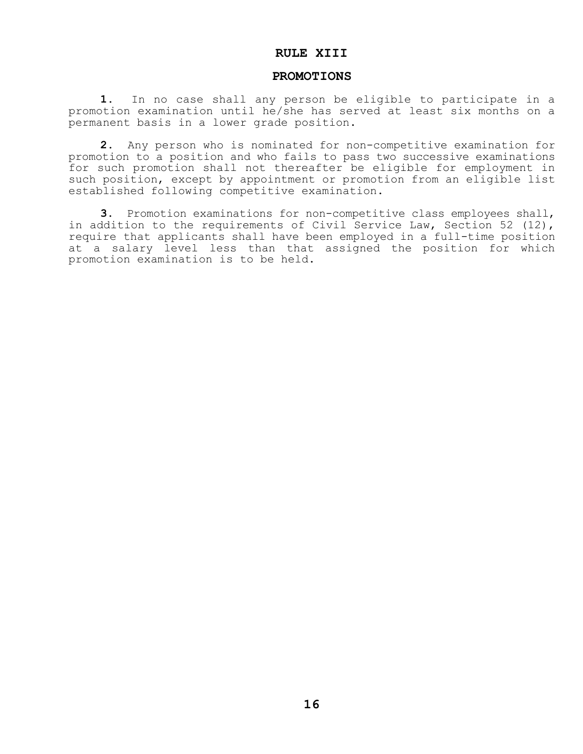# RULE XIII

## PROMOTIONS

**1.** In no case shall any person be eligible to participate in a promotion examination until he/she has served at least six months on a permanent basis in a lower grade position.

**2.** Any person who is nominated for non-competitive examination for promotion to a position and who fails to pass two successive examinations for such promotion shall not thereafter be eligible for employment in such position, except by appointment or promotion from an eligible list established following competitive examination.

**3.** Promotion examinations for non-competitive class employees shall, in addition to the requirements of Civil Service Law, Section 52 (12), require that applicants shall have been employed in a full-time position at a salary level less than that assigned the position for which promotion examination is to be held.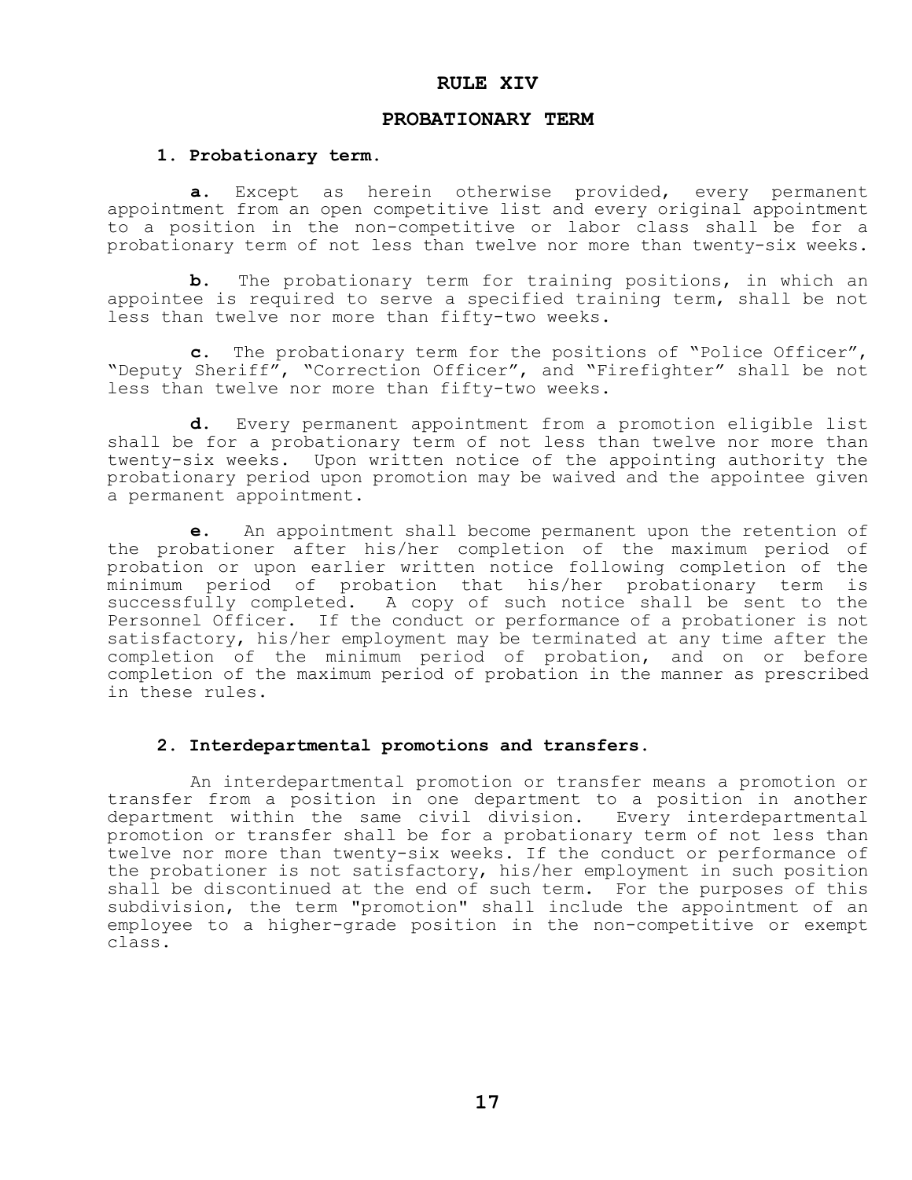# RULE XIV

## PROBATIONARY TERM

### 1. Probationary term.

**a.** Except as herein otherwise provided, every permanent appointment from an open competitive list and every original appointment to a position in the non-competitive or labor class shall be for a probationary term of not less than twelve nor more than twenty-six weeks.

**b.** The probationary term for training positions, in which an appointee is required to serve a specified training term, shall be not less than twelve nor more than fifty-two weeks.

**c.** The probationary term for the positions of "Police Officer", "Deputy Sheriff", "Correction Officer", and "Firefighter" shall be not less than twelve nor more than fifty-two weeks.

**d.** Every permanent appointment from a promotion eligible list shall be for a probationary term of not less than twelve nor more than twenty-six weeks. Upon written notice of the appointing authority the probationary period upon promotion may be waived and the appointee given a permanent appointment.

**e.** An appointment shall become permanent upon the retention of the probationer after his/her completion of the maximum period of probation or upon earlier written notice following completion of the minimum period of probation that his/her probationary term is successfully completed. A copy of such notice shall be sent to the Personnel Officer. If the conduct or performance of a probationer is not satisfactory, his/her employment may be terminated at any time after the completion of the minimum period of probation, and on or before completion of the maximum period of probation in the manner as prescribed in these rules.

### 2. Interdepartmental promotions and transfers.

An interdepartmental promotion or transfer means a promotion or transfer from a position in one department to a position in another department within the same civil division. Every interdepartmental promotion or transfer shall be for a probationary term of not less than twelve nor more than twenty-six weeks. If the conduct or performance of the probationer is not satisfactory, his/her employment in such position shall be discontinued at the end of such term. For the purposes of this subdivision, the term "promotion" shall include the appointment of an employee to a higher-grade position in the non-competitive or exempt class.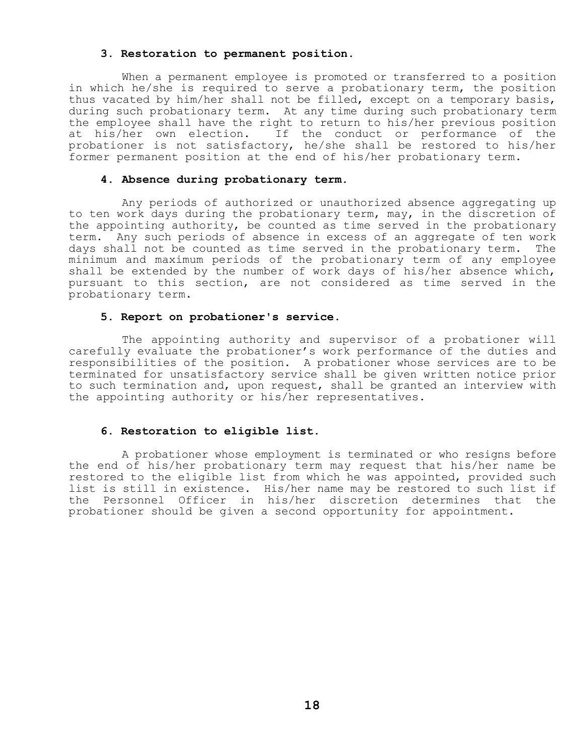### 3. Restoration to permanent position.

When a permanent employee is promoted or transferred to a position in which he/she is required to serve a probationary term, the position thus vacated by him/her shall not be filled, except on a temporary basis, during such probationary term. At any time during such probationary term the employee shall have the right to return to his/her previous position at his/her own election. If the conduct or performance of the probationer is not satisfactory, he/she shall be restored to his/her former permanent position at the end of his/her probationary term.

### 4. Absence during probationary term.

Any periods of authorized or unauthorized absence aggregating up to ten work days during the probationary term, may, in the discretion of the appointing authority, be counted as time served in the probationary term. Any such periods of absence in excess of an aggregate of ten work days shall not be counted as time served in the probationary term. The minimum and maximum periods of the probationary term of any employee shall be extended by the number of work days of his/her absence which, pursuant to this section, are not considered as time served in the probationary term.

### 5. Report on probationer's service.

The appointing authority and supervisor of a probationer will carefully evaluate the probationer's work performance of the duties and responsibilities of the position. A probationer whose services are to be terminated for unsatisfactory service shall be given written notice prior to such termination and, upon request, shall be granted an interview with the appointing authority or his/her representatives.

### 6. Restoration to eligible list.

A probationer whose employment is terminated or who resigns before the end of his/her probationary term may request that his/her name be restored to the eligible list from which he was appointed, provided such list is still in existence. His/her name may be restored to such list if the Personnel Officer in his/her discretion determines that the probationer should be given a second opportunity for appointment.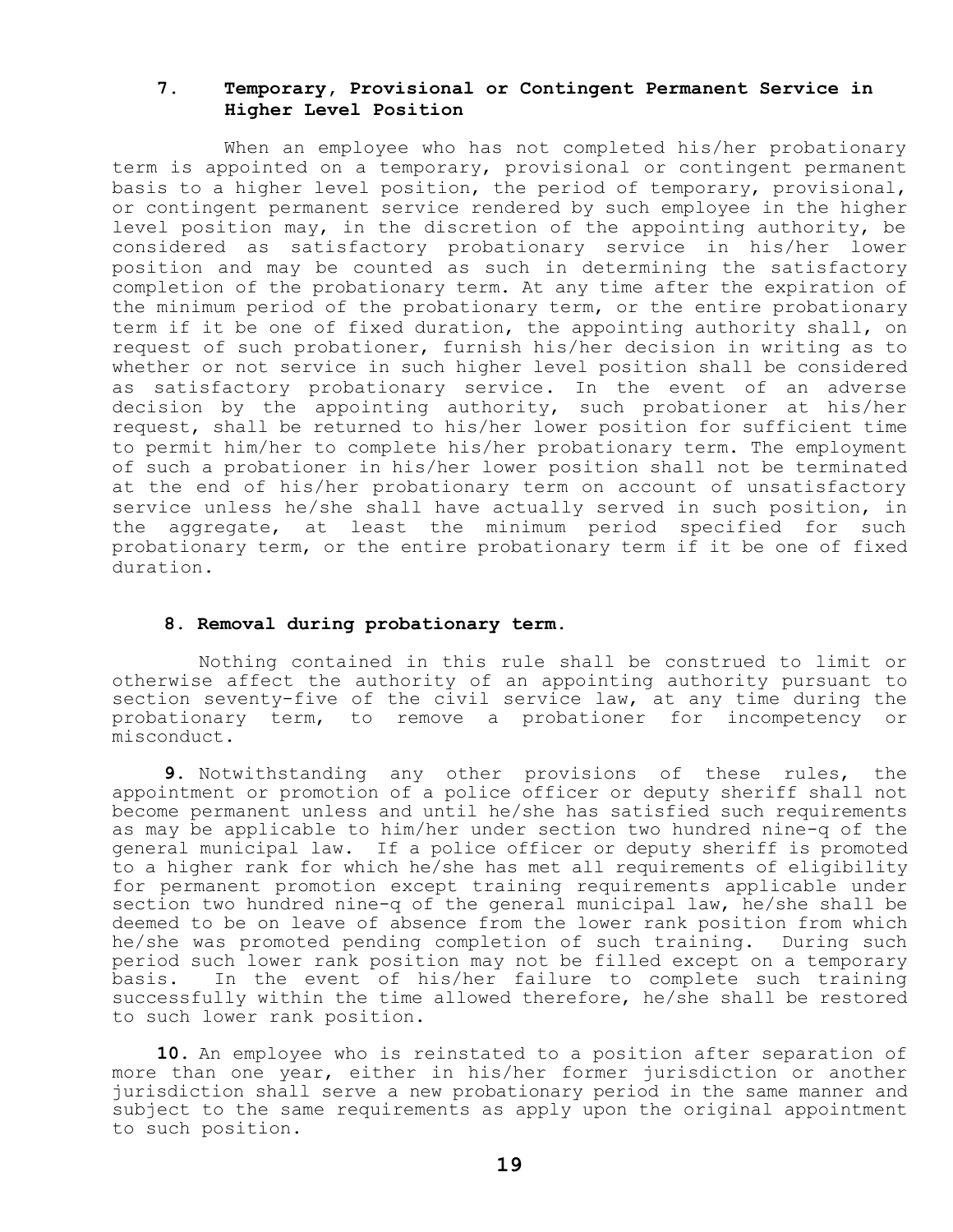### 7. Temporary, Provisional or Contingent Permanent Service in Higher Level Position

When an employee who has not completed his/her probationary term is appointed on a temporary, provisional or contingent permanent basis to a higher level position, the period of temporary, provisional, or contingent permanent service rendered by such employee in the higher level position may, in the discretion of the appointing authority, be considered as satisfactory probationary service in his/her lower position and may be counted as such in determining the satisfactory completion of the probationary term. At any time after the expiration of the minimum period of the probationary term, or the entire probationary term if it be one of fixed duration, the appointing authority shall, on request of such probationer, furnish his/her decision in writing as to whether or not service in such higher level position shall be considered as satisfactory probationary service. In the event of an adverse decision by the appointing authority, such probationer at his/her request, shall be returned to his/her lower position for sufficient time to permit him/her to complete his/her probationary term. The employment of such a probationer in his/her lower position shall not be terminated at the end of his/her probationary term on account of unsatisfactory service unless he/she shall have actually served in such position, in the aggregate, at least the minimum period specified for such probationary term, or the entire probationary term if it be one of fixed duration.

### 8. Removal during probationary term.

Nothing contained in this rule shall be construed to limit or otherwise affect the authority of an appointing authority pursuant to section seventy-five of the civil service law, at any time during the probationary term, to remove a probationer for incompetency or misconduct.

**9.** Notwithstanding any other provisions of these rules, the appointment or promotion of a police officer or deputy sheriff shall not become permanent unless and until he/she has satisfied such requirements as may be applicable to him/her under section two hundred nine-q of the general municipal law. If a police officer or deputy sheriff is promoted to a higher rank for which he/she has met all requirements of eligibility for permanent promotion except training requirements applicable under section two hundred nine-q of the general municipal law, he/she shall be deemed to be on leave of absence from the lower rank position from which he/she was promoted pending completion of such training. During such period such lower rank position may not be filled except on a temporary basis. In the event of his/her failure to complete such training successfully within the time allowed therefore, he/she shall be restored to such lower rank position.

**10.** An employee who is reinstated to a position after separation of more than one year, either in his/her former jurisdiction or another jurisdiction shall serve a new probationary period in the same manner and subject to the same requirements as apply upon the original appointment to such position.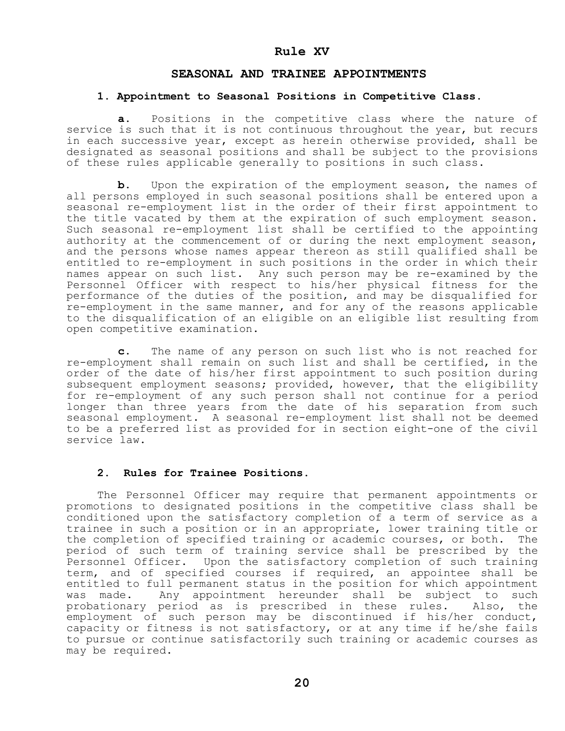# Rule XV

## SEASONAL AND TRAINEE APPOINTMENTS

### 1. Appointment to Seasonal Positions in Competitive Class.

**a.** Positions in the competitive class where the nature of service is such that it is not continuous throughout the year, but recurs in each successive year, except as herein otherwise provided, shall be designated as seasonal positions and shall be subject to the provisions of these rules applicable generally to positions in such class.

**b.** Upon the expiration of the employment season, the names of all persons employed in such seasonal positions shall be entered upon a seasonal re-employment list in the order of their first appointment to the title vacated by them at the expiration of such employment season. Such seasonal re-employment list shall be certified to the appointing authority at the commencement of or during the next employment season, and the persons whose names appear thereon as still qualified shall be entitled to re-employment in such positions in the order in which their names appear on such list. Any such person may be re-examined by the Personnel Officer with respect to his/her physical fitness for the performance of the duties of the position, and may be disqualified for re-employment in the same manner, and for any of the reasons applicable to the disqualification of an eligible on an eligible list resulting from open competitive examination.

**c.** The name of any person on such list who is not reached for re-employment shall remain on such list and shall be certified, in the order of the date of his/her first appointment to such position during subsequent employment seasons; provided, however, that the eligibility for re-employment of any such person shall not continue for a period longer than three years from the date of his separation from such seasonal employment. A seasonal re-employment list shall not be deemed to be a preferred list as provided for in section eight-one of the civil service law.

### 2. Rules for Trainee Positions.

The Personnel Officer may require that permanent appointments or promotions to designated positions in the competitive class shall be conditioned upon the satisfactory completion of a term of service as a trainee in such a position or in an appropriate, lower training title or the completion of specified training or academic courses, or both. The period of such term of training service shall be prescribed by the Personnel Officer. Upon the satisfactory completion of such training term, and of specified courses if required, an appointee shall be entitled to full permanent status in the position for which appointment was made. Any appointment hereunder shall be subject to such probationary period as is prescribed in these rules. Also, the employment of such person may be discontinued if his/her conduct, capacity or fitness is not satisfactory, or at any time if he/she fails to pursue or continue satisfactorily such training or academic courses as may be required.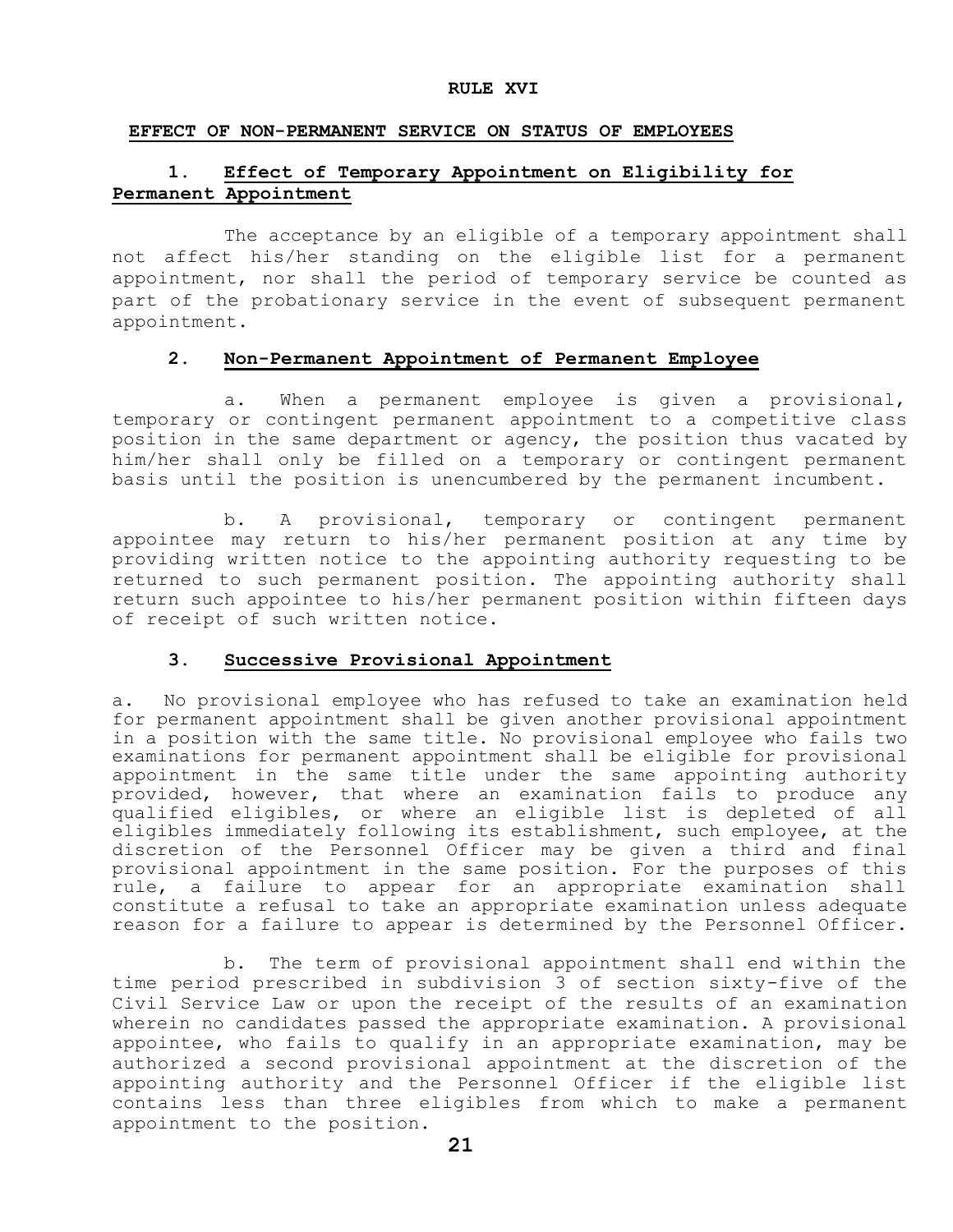# RULE XVI

## EFFECT OF NON-PERMANENT SERVICE ON STATUS OF EMPLOYEES

### 1. Effect of Temporary Appointment on Eligibility for Permanent Appointment

The acceptance by an eligible of a temporary appointment shall not affect his/her standing on the eligible list for a permanent appointment, nor shall the period of temporary service be counted as part of the probationary service in the event of subsequent permanent appointment.

### 2. Non-Permanent Appointment of Permanent Employee

a. When a permanent employee is given a provisional, temporary or contingent permanent appointment to a competitive class position in the same department or agency, the position thus vacated by him/her shall only be filled on a temporary or contingent permanent basis until the position is unencumbered by the permanent incumbent.

b. A provisional, temporary or contingent permanent appointee may return to his/her permanent position at any time by providing written notice to the appointing authority requesting to be returned to such permanent position. The appointing authority shall return such appointee to his/her permanent position within fifteen days of receipt of such written notice.

### 3. Successive Provisional Appointment

a. No provisional employee who has refused to take an examination held for permanent appointment shall be given another provisional appointment in a position with the same title. No provisional employee who fails two examinations for permanent appointment shall be eligible for provisional appointment in the same title under the same appointing authority provided, however, that where an examination fails to produce any qualified eligibles, or where an eligible list is depleted of all eligibles immediately following its establishment, such employee, at the discretion of the Personnel Officer may be given a third and final provisional appointment in the same position. For the purposes of this rule, a failure to appear for an appropriate examination shall constitute a refusal to take an appropriate examination unless adequate reason for a failure to appear is determined by the Personnel Officer.

b. The term of provisional appointment shall end within the time period prescribed in subdivision 3 of section sixty-five of the Civil Service Law or upon the receipt of the results of an examination wherein no candidates passed the appropriate examination. A provisional appointee, who fails to qualify in an appropriate examination, may be authorized a second provisional appointment at the discretion of the appointing authority and the Personnel Officer if the eligible list contains less than three eligibles from which to make a permanent appointment to the position.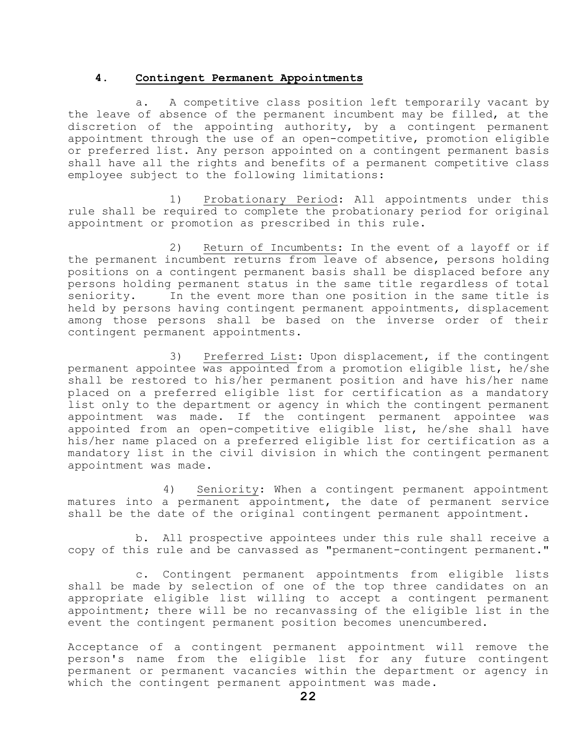### 4. **Contingent Permanent Appointments**

a. A competitive class position left temporarily vacant by the leave of absence of the permanent incumbent may be filled, at the discretion of the appointing authority, by a contingent permanent appointment through the use of an open-competitive, promotion eligible or preferred list. Any person appointed on a contingent permanent basis shall have all the rights and benefits of a permanent competitive class employee subject to the following limitations:

1) Probationary Period: All appointments under this rule shall be required to complete the probationary period for original appointment or promotion as prescribed in this rule.

2) Return of Incumbents: In the event of a layoff or if the permanent incumbent returns from leave of absence, persons holding positions on a contingent permanent basis shall be displaced before any persons holding permanent status in the same title regardless of total seniority. In the event more than one position in the same title is held by persons having contingent permanent appointments, displacement among those persons shall be based on the inverse order of their contingent permanent appointments.

3) Preferred List: Upon displacement, if the contingent permanent appointee was appointed from a promotion eligible list, he/she shall be restored to his/her permanent position and have his/her name placed on a preferred eligible list for certification as a mandatory list only to the department or agency in which the contingent permanent appointment was made. If the contingent permanent appointee was appointed from an open-competitive eligible list, he/she shall have his/her name placed on a preferred eligible list for certification as a mandatory list in the civil division in which the contingent permanent appointment was made.

4) Seniority: When a contingent permanent appointment matures into a permanent appointment, the date of permanent service shall be the date of the original contingent permanent appointment.

b. All prospective appointees under this rule shall receive a copy of this rule and be canvassed as "permanent-contingent permanent."

c. Contingent permanent appointments from eligible lists shall be made by selection of one of the top three candidates on an appropriate eligible list willing to accept a contingent permanent appointment; there will be no recanvassing of the eligible list in the event the contingent permanent position becomes unencumbered.

Acceptance of a contingent permanent appointment will remove the person's name from the eligible list for any future contingent permanent or permanent vacancies within the department or agency in which the contingent permanent appointment was made.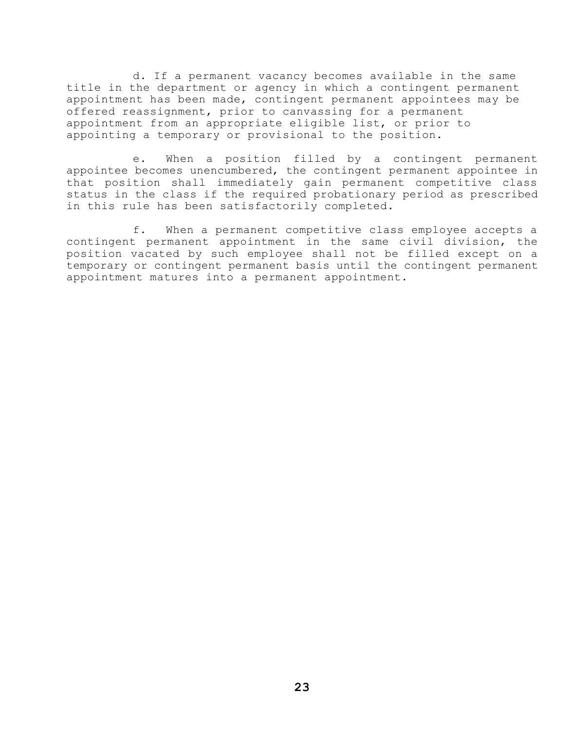d. If a permanent vacancy becomes available in the same title in the department or agency in which a contingent permanent appointment has been made, contingent permanent appointees may be offered reassignment, prior to canvassing for a permanent appointment from an appropriate eligible list, or prior to appointing a temporary or provisional to the position.

e. When a position filled by a contingent permanent appointee becomes unencumbered, the contingent permanent appointee in that position shall immediately gain permanent competitive class status in the class if the required probationary period as prescribed in this rule has been satisfactorily completed.

f. When a permanent competitive class employee accepts a contingent permanent appointment in the same civil division, the position vacated by such employee shall not be filled except on a temporary or contingent permanent basis until the contingent permanent appointment matures into a permanent appointment.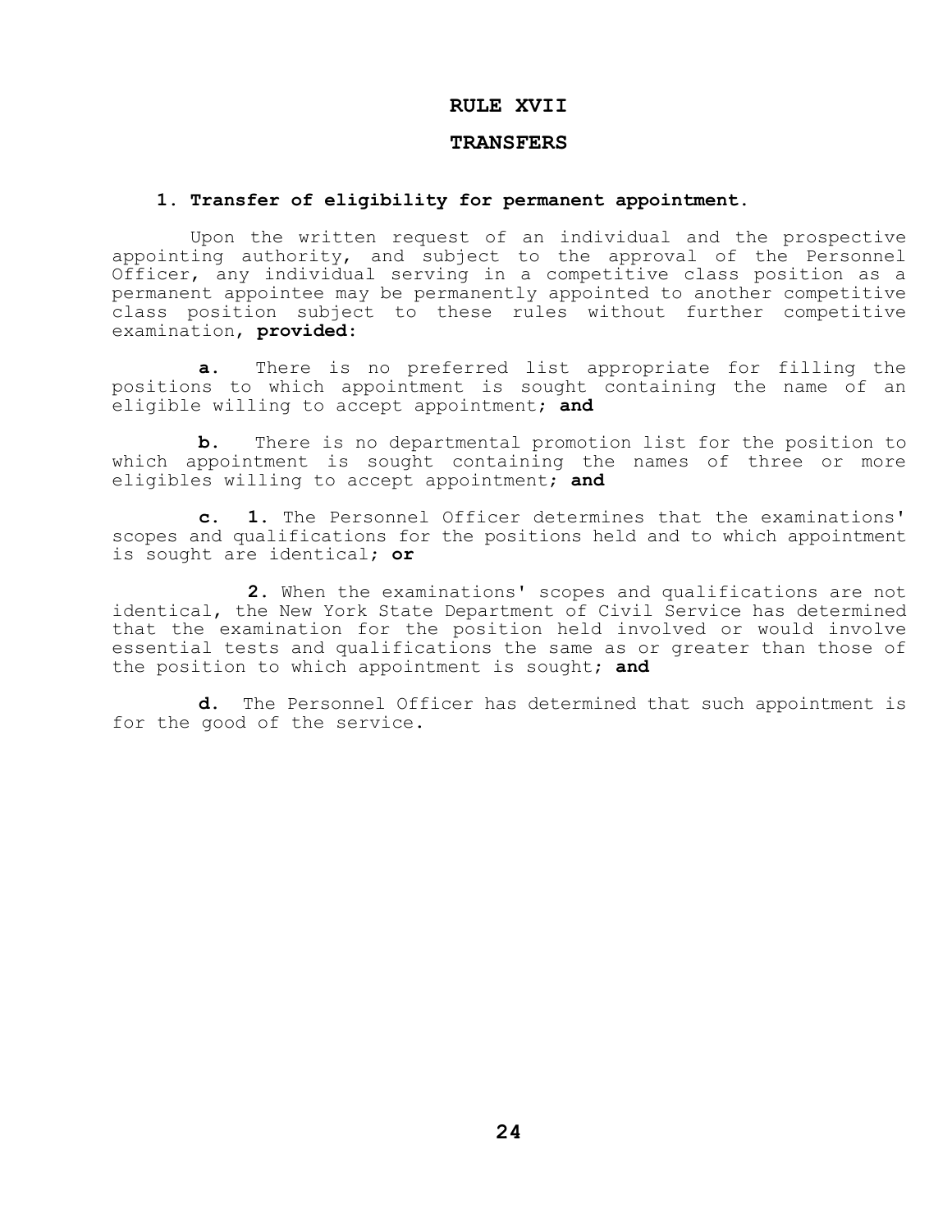# RULE XVII

# TRANSFERS

### 1. Transfer of eligibility for permanent appointment.

Upon the written request of an individual and the prospective appointing authority, and subject to the approval of the Personnel Officer, any individual serving in a competitive class position as a permanent appointee may be permanently appointed to another competitive class position subject to these rules without further competitive examination, **provided:**

**a.** There is no preferred list appropriate for filling the positions to which appointment is sought containing the name of an eligible willing to accept appointment; **and**

**b.** There is no departmental promotion list for the position to which appointment is sought containing the names of three or more eligibles willing to accept appointment; **and**

**c. 1.** The Personnel Officer determines that the examinations' scopes and qualifications for the positions held and to which appointment is sought are identical; **or**

**2.** When the examinations' scopes and qualifications are not identical, the New York State Department of Civil Service has determined that the examination for the position held involved or would involve essential tests and qualifications the same as or greater than those of the position to which appointment is sought; **and**

**d.** The Personnel Officer has determined that such appointment is for the good of the service.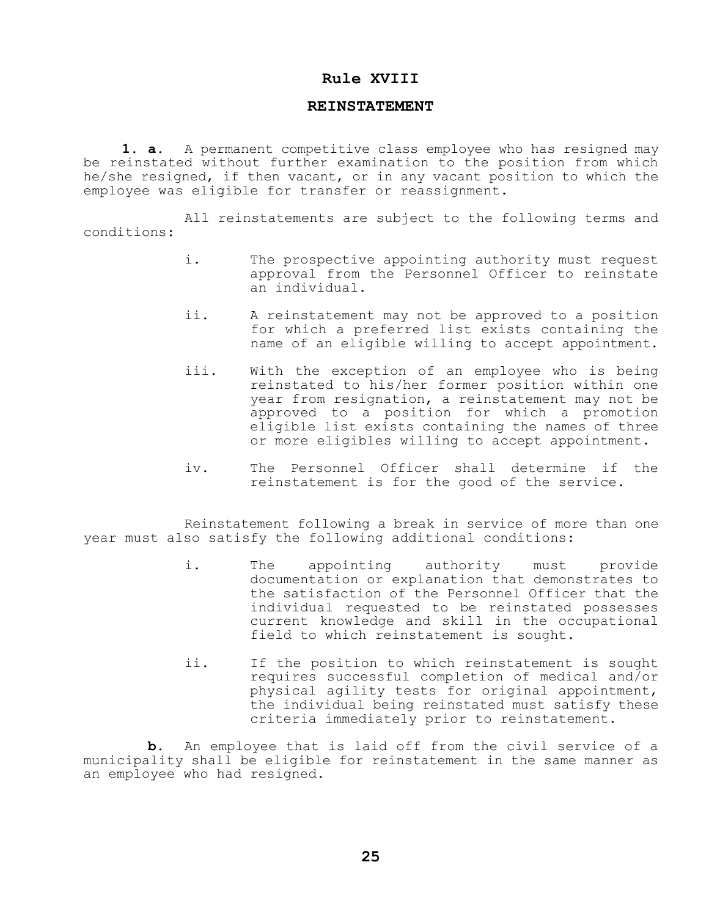# Rule XVIII

## REINSTATEMENT

**1. a.** A permanent competitive class employee who has resigned may be reinstated without further examination to the position from which he/she resigned, if then vacant, or in any vacant position to which the employee was eligible for transfer or reassignment.

All reinstatements are subject to the following terms and conditions:

- i. The prospective appointing authority must request approval from the Personnel Officer to reinstate an individual.
- ii. A reinstatement may not be approved to a position for which a preferred list exists containing the name of an eligible willing to accept appointment.
- iii. With the exception of an employee who is being reinstated to his/her former position within one year from resignation, a reinstatement may not be approved to a position for which a promotion eligible list exists containing the names of three or more eligibles willing to accept appointment.
- iv. The Personnel Officer shall determine if the reinstatement is for the good of the service.

Reinstatement following a break in service of more than one year must also satisfy the following additional conditions:

- i. The appointing authority must provide documentation or explanation that demonstrates to the satisfaction of the Personnel Officer that the individual requested to be reinstated possesses current knowledge and skill in the occupational field to which reinstatement is sought.
- ii. If the position to which reinstatement is sought requires successful completion of medical and/or physical agility tests for original appointment, the individual being reinstated must satisfy these criteria immediately prior to reinstatement.

**b.** An employee that is laid off from the civil service of a municipality shall be eligible for reinstatement in the same manner as an employee who had resigned.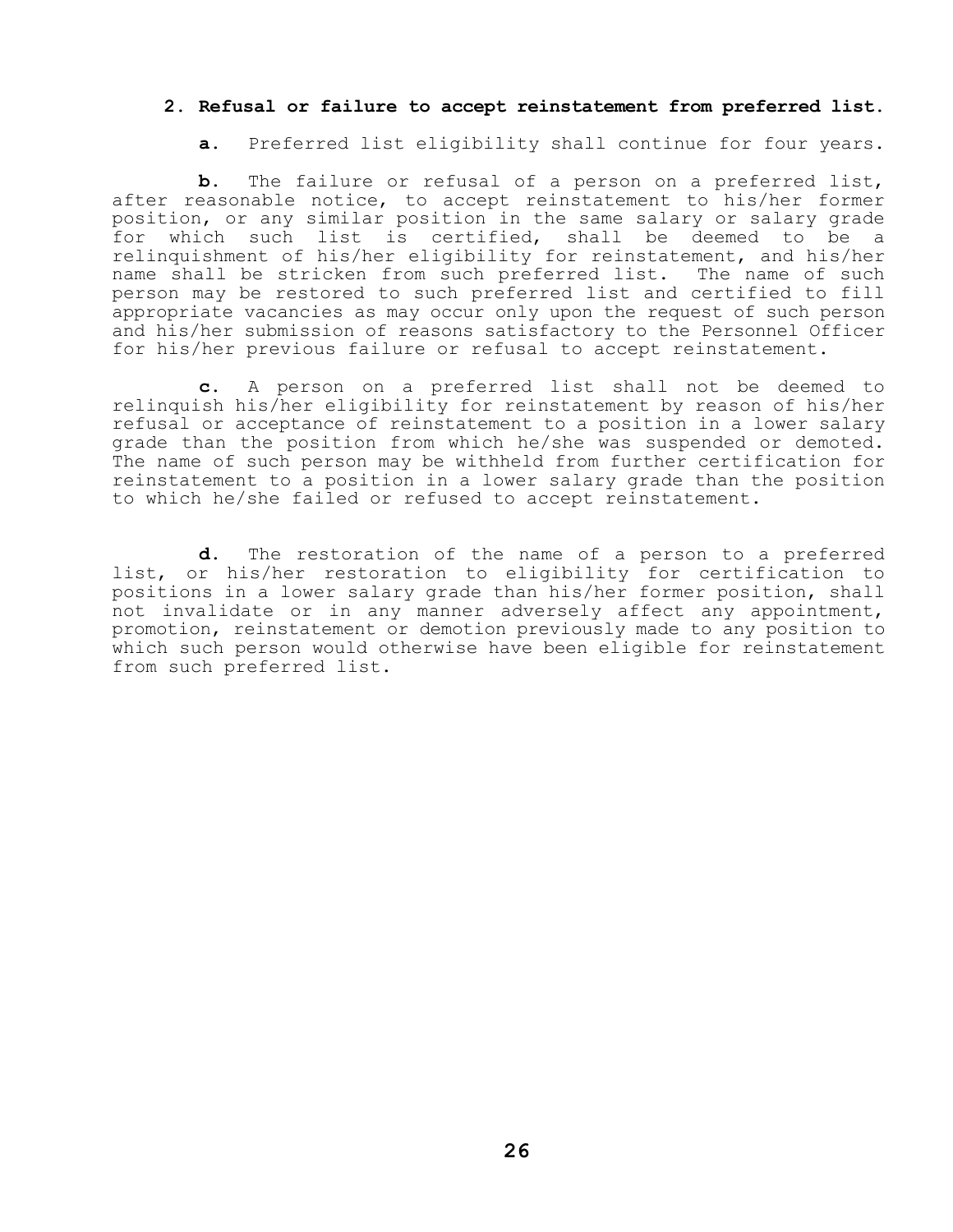**2. Refusal or failure to accept reinstatement from preferred list.**

**a.** Preferred list eligibility shall continue for four years.

**b.** The failure or refusal of a person on a preferred list, after reasonable notice, to accept reinstatement to his/her former position, or any similar position in the same salary or salary grade for which such list is certified, shall be deemed to be a relinquishment of his/her eligibility for reinstatement, and his/her name shall be stricken from such preferred list. The name of such person may be restored to such preferred list and certified to fill appropriate vacancies as may occur only upon the request of such person and his/her submission of reasons satisfactory to the Personnel Officer for his/her previous failure or refusal to accept reinstatement.

**c.** A person on a preferred list shall not be deemed to relinquish his/her eligibility for reinstatement by reason of his/her refusal or acceptance of reinstatement to a position in a lower salary grade than the position from which he/she was suspended or demoted. The name of such person may be withheld from further certification for reinstatement to a position in a lower salary grade than the position to which he/she failed or refused to accept reinstatement.

**d.** The restoration of the name of a person to a preferred list, or his/her restoration to eligibility for certification to positions in a lower salary grade than his/her former position, shall not invalidate or in any manner adversely affect any appointment, promotion, reinstatement or demotion previously made to any position to which such person would otherwise have been eligible for reinstatement from such preferred list.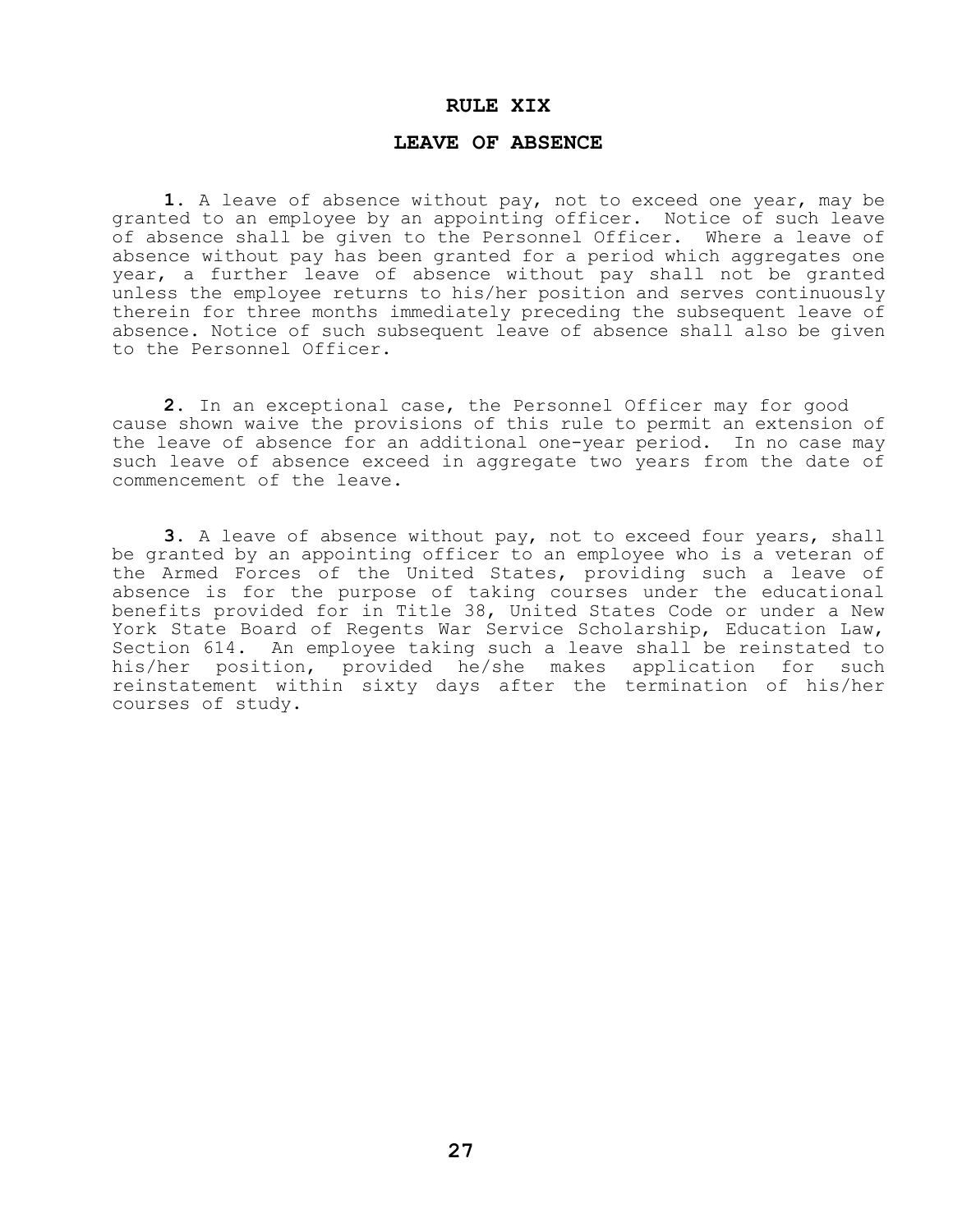# RULE XIX

## LEAVE OF ABSENCE

**1.** A leave of absence without pay, not to exceed one year, may be granted to an employee by an appointing officer. Notice of such leave of absence shall be given to the Personnel Officer. Where a leave of absence without pay has been granted for a period which aggregates one year, a further leave of absence without pay shall not be granted unless the employee returns to his/her position and serves continuously therein for three months immediately preceding the subsequent leave of absence. Notice of such subsequent leave of absence shall also be given to the Personnel Officer.

**2.** In an exceptional case, the Personnel Officer may for good cause shown waive the provisions of this rule to permit an extension of the leave of absence for an additional one-year period. In no case may such leave of absence exceed in aggregate two years from the date of commencement of the leave.

**3.** A leave of absence without pay, not to exceed four years, shall be granted by an appointing officer to an employee who is a veteran of the Armed Forces of the United States, providing such a leave of absence is for the purpose of taking courses under the educational benefits provided for in Title 38, United States Code or under a New York State Board of Regents War Service Scholarship, Education Law, Section 614. An employee taking such a leave shall be reinstated to his/her position, provided he/she makes application for such reinstatement within sixty days after the termination of his/her courses of study.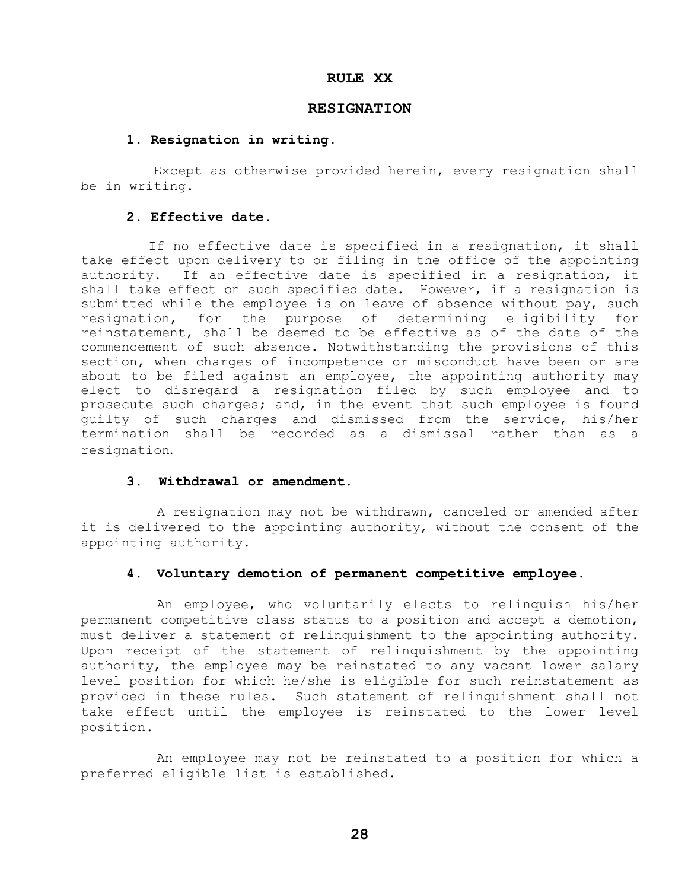# RULE XX

## RESIGNATION

### 1. Resignation in writing.

Except as otherwise provided herein, every resignation shall be in writing.

### 2. Effective date.

If no effective date is specified in a resignation, it shall take effect upon delivery to or filing in the office of the appointing authority. If an effective date is specified in a resignation, it shall take effect on such specified date. However, if a resignation is submitted while the employee is on leave of absence without pay, such resignation, for the purpose of determining eligibility for reinstatement, shall be deemed to be effective as of the date of the commencement of such absence. Notwithstanding the provisions of this section, when charges of incompetence or misconduct have been or are about to be filed against an employee, the appointing authority may elect to disregard a resignation filed by such employee and to prosecute such charges; and, in the event that such employee is found guilty of such charges and dismissed from the service, his/her termination shall be recorded as a dismissal rather than as a resignation.

### 3. Withdrawal or amendment.

A resignation may not be withdrawn, canceled or amended after it is delivered to the appointing authority, without the consent of the appointing authority.

### 4. Voluntary demotion of permanent competitive employee.

An employee, who voluntarily elects to relinquish his/her permanent competitive class status to a position and accept a demotion, must deliver a statement of relinquishment to the appointing authority. Upon receipt of the statement of relinquishment by the appointing authority, the employee may be reinstated to any vacant lower salary level position for which he/she is eligible for such reinstatement as provided in these rules. Such statement of relinquishment shall not take effect until the employee is reinstated to the lower level position.

An employee may not be reinstated to a position for which a preferred eligible list is established.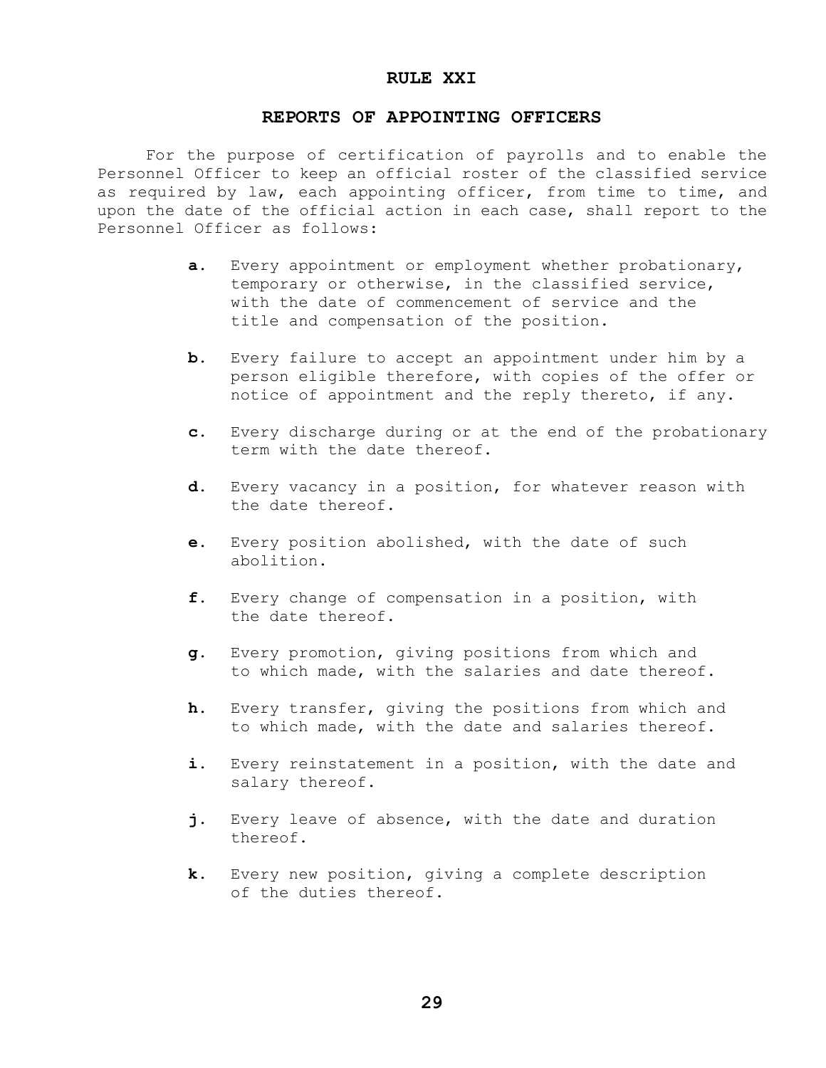# RULE XXI

## REPORTS OF APPOINTING OFFICERS

For the purpose of certification of payrolls and to enable the Personnel Officer to keep an official roster of the classified service as required by law, each appointing officer, from time to time, and upon the date of the official action in each case, shall report to the Personnel Officer as follows:

**a**. Every appointment or employment whether probationary, temporary or otherwise, in the classified service, with the date of commencement of service and the title and compensation of the position.

**b**. Every failure to accept an appointment under him by a person eligible therefore, with copies of the offer or notice of appointment and the reply thereto, if any.

**c**. Every discharge during or at the end of the probationary term with the date thereof.

**d**. Every vacancy in a position, for whatever reason with the date thereof.

**e**. Every position abolished, with the date of such abolition.

**f**. Every change of compensation in a position, with the date thereof.

**g**. Every promotion, giving positions from which and to which made, with the salaries and date thereof.

**h**. Every transfer, giving the positions from which and to which made, with the date and salaries thereof.

**i**. Every reinstatement in a position, with the date and salary thereof.

**j**. Every leave of absence, with the date and duration thereof.

**k**. Every new position, giving a complete description of the duties thereof.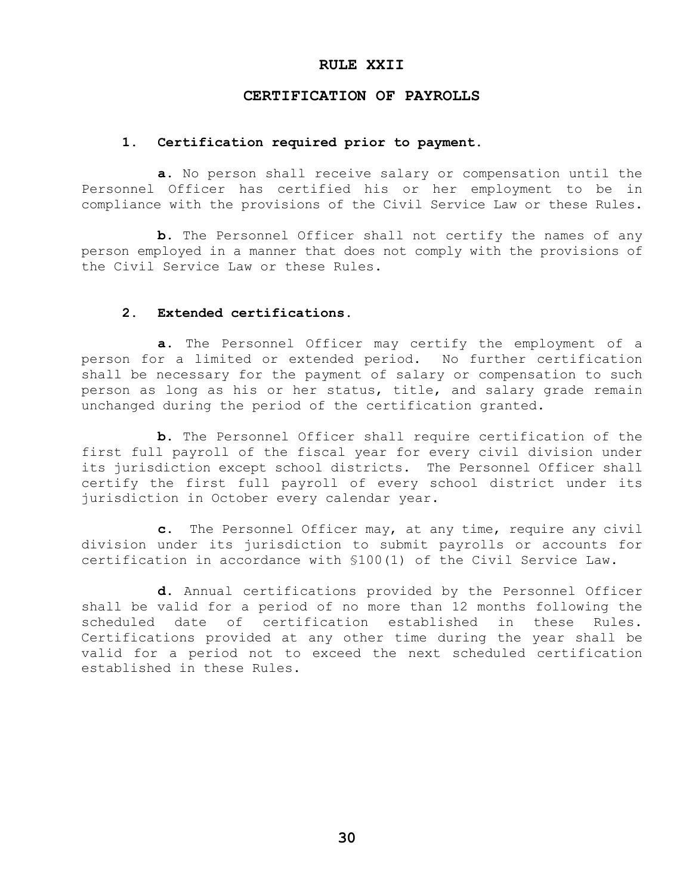# RULE XXII

## CERTIFICATION OF PAYROLLS

### 1. Certification required prior to payment.

**a.** No person shall receive salary or compensation until the Personnel Officer has certified his or her employment to be in compliance with the provisions of the Civil Service Law or these Rules.

**b.** The Personnel Officer shall not certify the names of any person employed in a manner that does not comply with the provisions of the Civil Service Law or these Rules.

### 2. Extended certifications.

**a.** The Personnel Officer may certify the employment of a person for a limited or extended period. No further certification shall be necessary for the payment of salary or compensation to such person as long as his or her status, title, and salary grade remain unchanged during the period of the certification granted.

**b.** The Personnel Officer shall require certification of the first full payroll of the fiscal year for every civil division under its jurisdiction except school districts. The Personnel Officer shall certify the first full payroll of every school district under its jurisdiction in October every calendar year.

**c.** The Personnel Officer may, at any time, require any civil division under its jurisdiction to submit payrolls or accounts for certification in accordance with §100(1) of the Civil Service Law.

**d.** Annual certifications provided by the Personnel Officer shall be valid for a period of no more than 12 months following the scheduled date of certification established in these Rules. Certifications provided at any other time during the year shall be valid for a period not to exceed the next scheduled certification established in these Rules.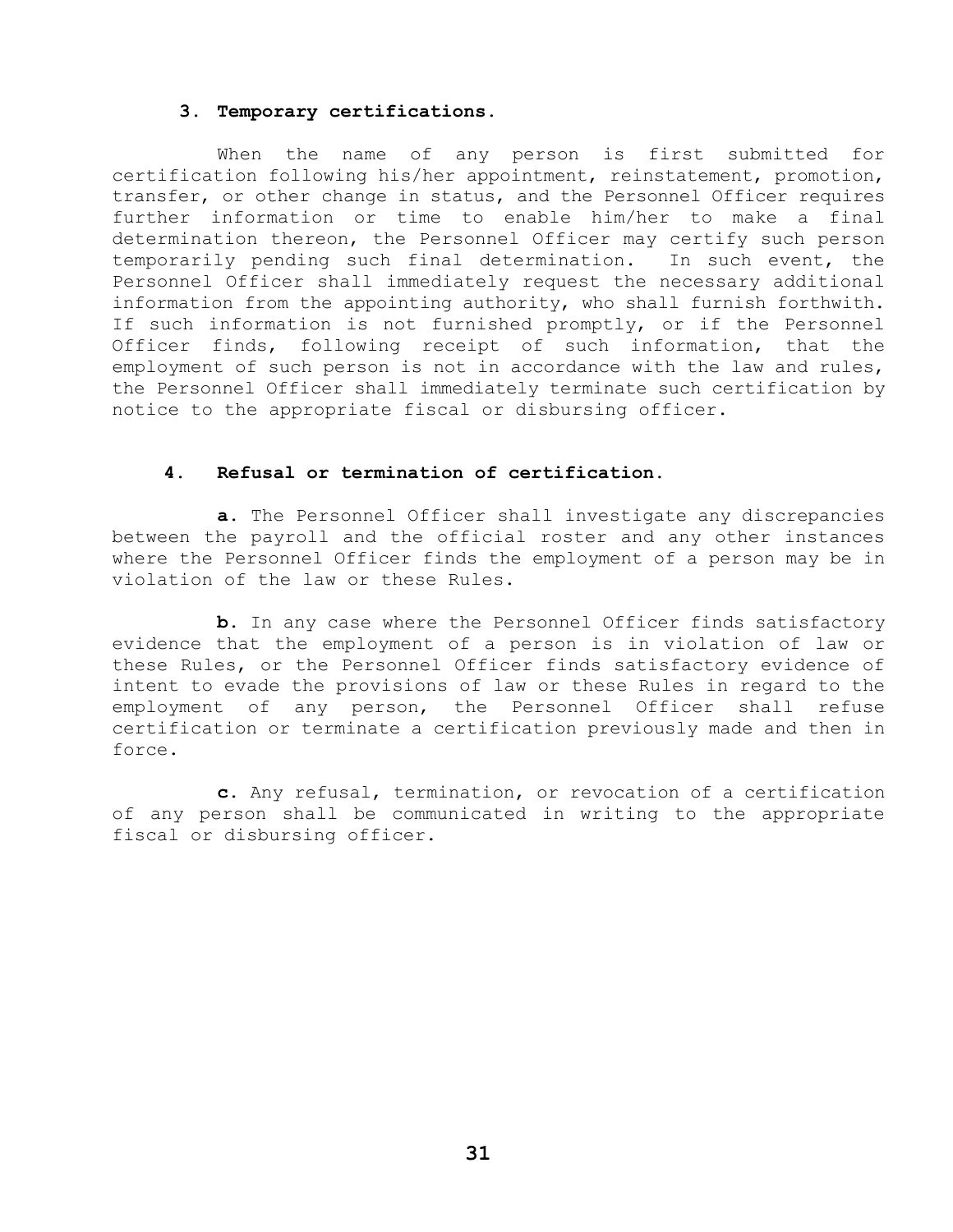### 3. Temporary certifications.

When the name of any person is first submitted for certification following his/her appointment, reinstatement, promotion, transfer, or other change in status, and the Personnel Officer requires further information or time to enable him/her to make a final determination thereon, the Personnel Officer may certify such person temporarily pending such final determination. In such event, the Personnel Officer shall immediately request the necessary additional information from the appointing authority, who shall furnish forthwith. If such information is not furnished promptly, or if the Personnel Officer finds, following receipt of such information, that the employment of such person is not in accordance with the law and rules, the Personnel Officer shall immediately terminate such certification by notice to the appropriate fiscal or disbursing officer.

### 4. Refusal or termination of certification.

**a.** The Personnel Officer shall investigate any discrepancies between the payroll and the official roster and any other instances where the Personnel Officer finds the employment of a person may be in violation of the law or these Rules.

**b.** In any case where the Personnel Officer finds satisfactory evidence that the employment of a person is in violation of law or these Rules, or the Personnel Officer finds satisfactory evidence of intent to evade the provisions of law or these Rules in regard to the employment of any person, the Personnel Officer shall refuse certification or terminate a certification previously made and then in force.

**c.** Any refusal, termination, or revocation of a certification of any person shall be communicated in writing to the appropriate fiscal or disbursing officer.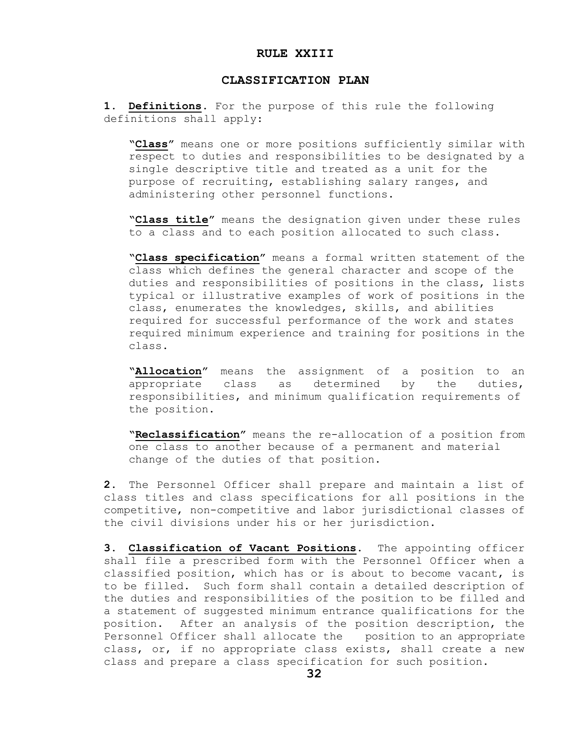# RULE XXIII

## CLASSIFICATION PLAN

**1. Definitions**. For the purpose of this rule the following definitions shall apply:

> "**Class**" means one or more positions sufficiently similar with respect to duties and responsibilities to be designated by a single descriptive title and treated as a unit for the purpose of recruiting, establishing salary ranges, and administering other personnel functions.
>
> "**Class title**" means the designation given under these rules to a class and to each position allocated to such class.
>
> "**Class specification**" means a formal written statement of the class which defines the general character and scope of the duties and responsibilities of positions in the class, lists typical or illustrative examples of work of positions in the class, enumerates the knowledges, skills, and abilities required for successful performance of the work and states required minimum experience and training for positions in the class.
>
> "**Allocation**" means the assignment of a position to an appropriate class as determined by the duties, responsibilities, and minimum qualification requirements of the position.
>
> "**Reclassification**" means the re-allocation of a position from one class to another because of a permanent and material change of the duties of that position.

**2.** The Personnel Officer shall prepare and maintain a list of class titles and class specifications for all positions in the competitive, non-competitive and labor jurisdictional classes of the civil divisions under his or her jurisdiction.

**3. Classification of Vacant Positions**. The appointing officer shall file a prescribed form with the Personnel Officer when a classified position, which has or is about to become vacant, is to be filled. Such form shall contain a detailed description of the duties and responsibilities of the position to be filled and a statement of suggested minimum entrance qualifications for the position. After an analysis of the position description, the Personnel Officer shall allocate the position to an appropriate class, or, if no appropriate class exists, shall create a new class and prepare a class specification for such position.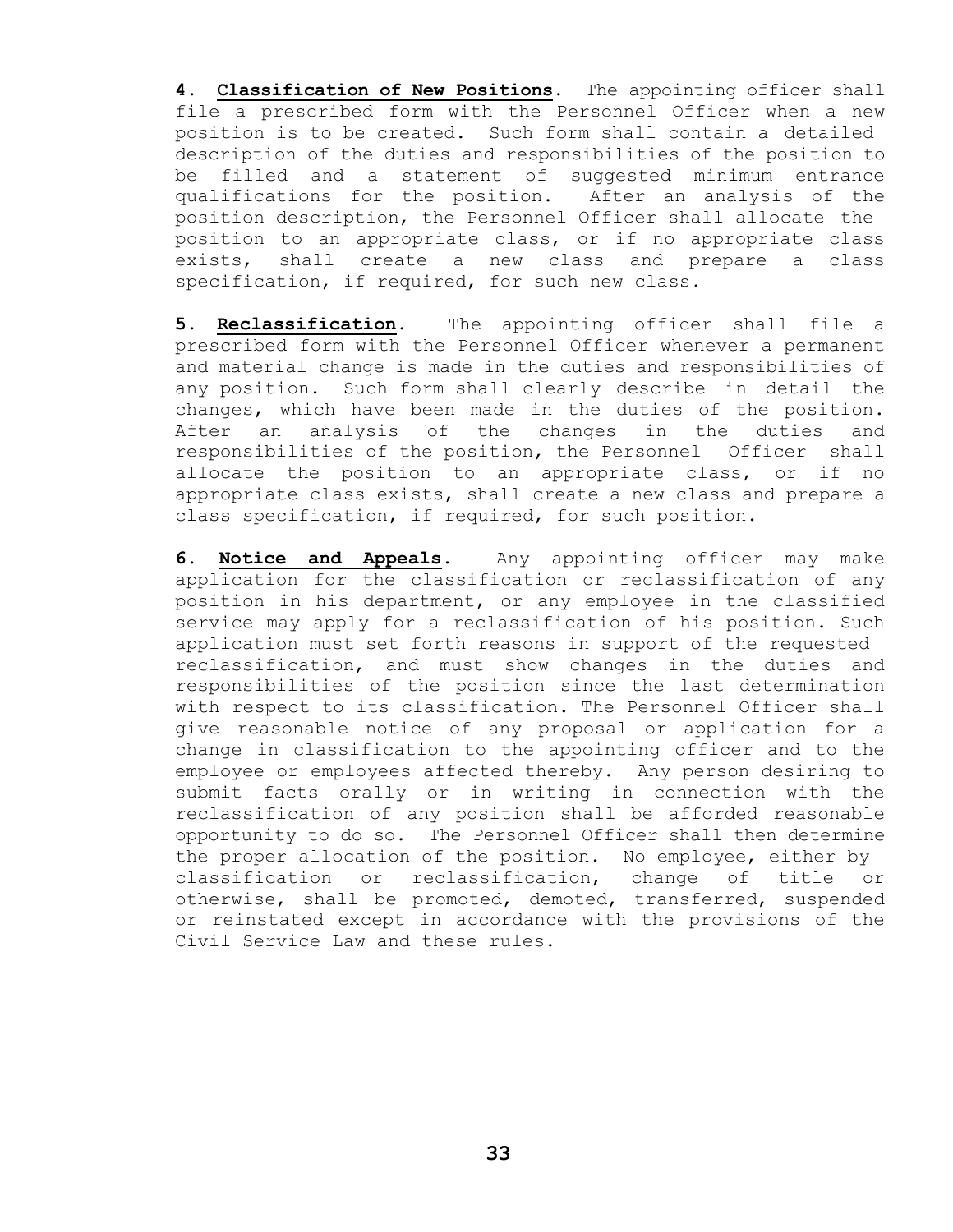**4. Classification of New Positions.** The appointing officer shall file a prescribed form with the Personnel Officer when a new position is to be created. Such form shall contain a detailed description of the duties and responsibilities of the position to be filled and a statement of suggested minimum entrance qualifications for the position. After an analysis of the position description, the Personnel Officer shall allocate the position to an appropriate class, or if no appropriate class exists, shall create a new class and prepare a class specification, if required, for such new class.

**5. Reclassification.** The appointing officer shall file a prescribed form with the Personnel Officer whenever a permanent and material change is made in the duties and responsibilities of any position. Such form shall clearly describe in detail the changes, which have been made in the duties of the position. After an analysis of the changes in the duties and responsibilities of the position, the Personnel Officer shall allocate the position to an appropriate class, or if no appropriate class exists, shall create a new class and prepare a class specification, if required, for such position.

**6. Notice and Appeals.** Any appointing officer may make application for the classification or reclassification of any position in his department, or any employee in the classified service may apply for a reclassification of his position. Such application must set forth reasons in support of the requested reclassification, and must show changes in the duties and responsibilities of the position since the last determination with respect to its classification. The Personnel Officer shall give reasonable notice of any proposal or application for a change in classification to the appointing officer and to the employee or employees affected thereby. Any person desiring to submit facts orally or in writing in connection with the reclassification of any position shall be afforded reasonable opportunity to do so. The Personnel Officer shall then determine the proper allocation of the position. No employee, either by classification or reclassification, change of title or otherwise, shall be promoted, demoted, transferred, suspended or reinstated except in accordance with the provisions of the Civil Service Law and these rules.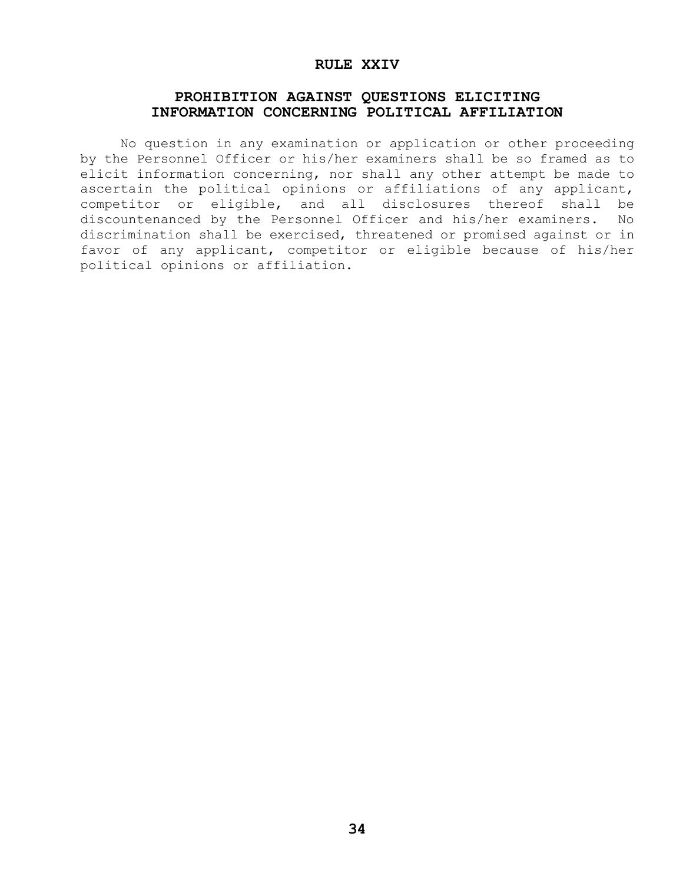# RULE XXIV

## PROHIBITION AGAINST QUESTIONS ELICITING INFORMATION CONCERNING POLITICAL AFFILIATION

No question in any examination or application or other proceeding by the Personnel Officer or his/her examiners shall be so framed as to elicit information concerning, nor shall any other attempt be made to ascertain the political opinions or affiliations of any applicant, competitor or eligible, and all disclosures thereof shall be discountenanced by the Personnel Officer and his/her examiners. No discrimination shall be exercised, threatened or promised against or in favor of any applicant, competitor or eligible because of his/her political opinions or affiliation.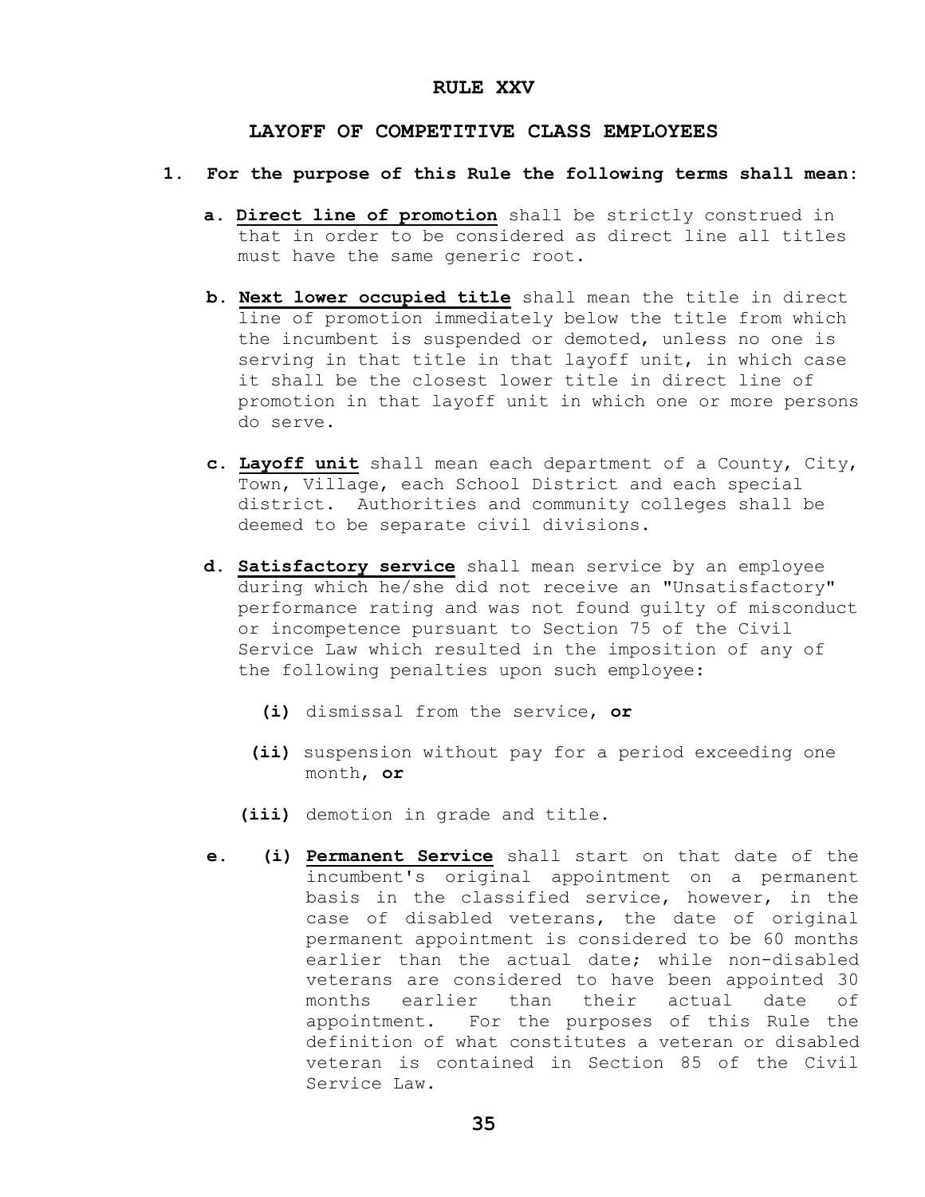# RULE XXV

## LAYOFF OF COMPETITIVE CLASS EMPLOYEES

**1. For the purpose of this Rule the following terms shall mean:**

**a. Direct line of promotion** shall be strictly construed in that in order to be considered as direct line all titles must have the same generic root.

**b. Next lower occupied title** shall mean the title in direct line of promotion immediately below the title from which the incumbent is suspended or demoted, unless no one is serving in that title in that layoff unit, in which case it shall be the closest lower title in direct line of promotion in that layoff unit in which one or more persons do serve.

**c. Layoff unit** shall mean each department of a County, City, Town, Village, each School District and each special district. Authorities and community colleges shall be deemed to be separate civil divisions.

**d. Satisfactory service** shall mean service by an employee during which he/she did not receive an "Unsatisfactory" performance rating and was not found guilty of misconduct or incompetence pursuant to Section 75 of the Civil Service Law which resulted in the imposition of any of the following penalties upon such employee:

**(i)** dismissal from the service, **or**

**(ii)** suspension without pay for a period exceeding one month, **or**

**(iii)** demotion in grade and title.

**e. (i) Permanent Service** shall start on that date of the incumbent's original appointment on a permanent basis in the classified service, however, in the case of disabled veterans, the date of original permanent appointment is considered to be 60 months earlier than the actual date; while non-disabled veterans are considered to have been appointed 30 months earlier than their actual date of appointment. For the purposes of this Rule the definition of what constitutes a veteran or disabled veteran is contained in Section 85 of the Civil Service Law.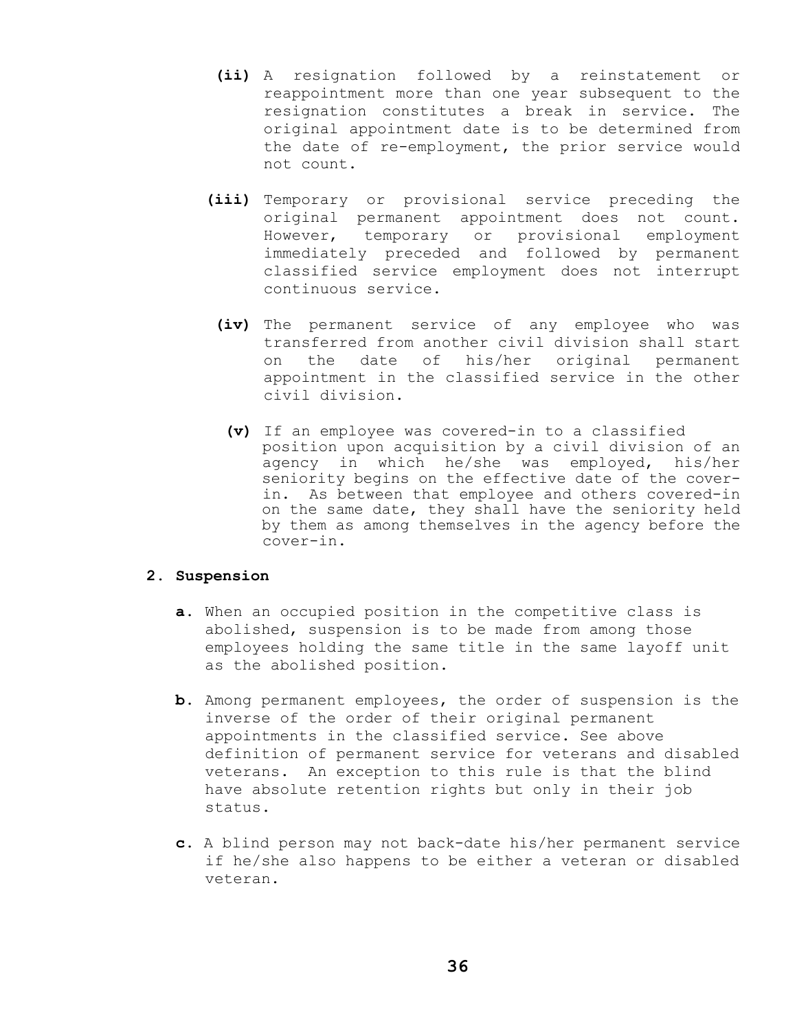**(ii)** A resignation followed by a reinstatement or reappointment more than one year subsequent to the resignation constitutes a break in service. The original appointment date is to be determined from the date of re-employment, the prior service would not count.

**(iii)** Temporary or provisional service preceding the original permanent appointment does not count. However, temporary or provisional employment immediately preceded and followed by permanent classified service employment does not interrupt continuous service.

**(iv)** The permanent service of any employee who was transferred from another civil division shall start on the date of his/her original permanent appointment in the classified service in the other civil division.

**(v)** If an employee was covered-in to a classified position upon acquisition by a civil division of an agency in which he/she was employed, his/her seniority begins on the effective date of the cover-in. As between that employee and others covered-in on the same date, they shall have the seniority held by them as among themselves in the agency before the cover-in.

**2. Suspension**

**a.** When an occupied position in the competitive class is abolished, suspension is to be made from among those employees holding the same title in the same layoff unit as the abolished position.

**b.** Among permanent employees, the order of suspension is the inverse of the order of their original permanent appointments in the classified service. See above definition of permanent service for veterans and disabled veterans. An exception to this rule is that the blind have absolute retention rights but only in their job status.

**c.** A blind person may not back-date his/her permanent service if he/she also happens to be either a veteran or disabled veteran.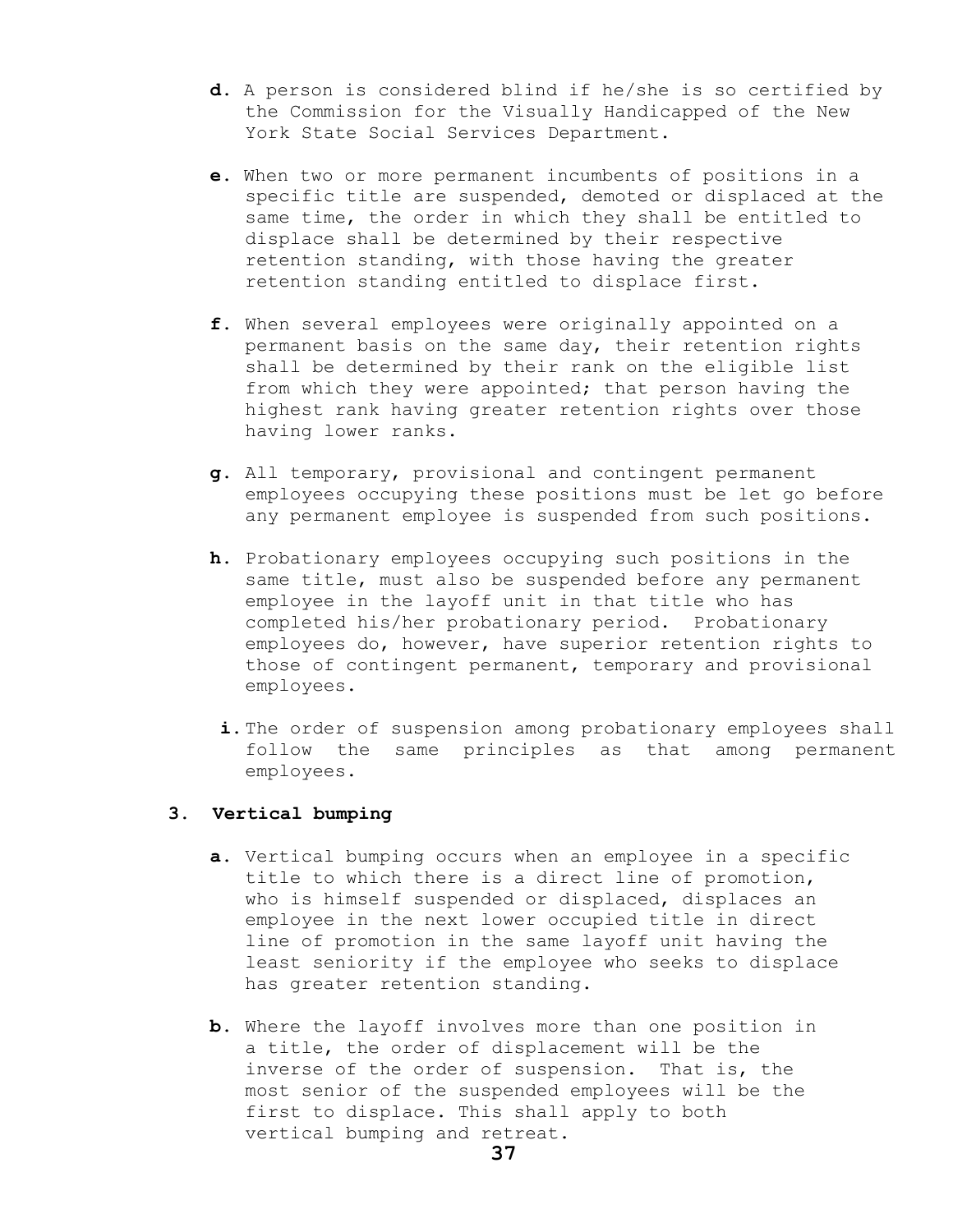**d.** A person is considered blind if he/she is so certified by the Commission for the Visually Handicapped of the New York State Social Services Department.

**e.** When two or more permanent incumbents of positions in a specific title are suspended, demoted or displaced at the same time, the order in which they shall be entitled to displace shall be determined by their respective retention standing, with those having the greater retention standing entitled to displace first.

**f.** When several employees were originally appointed on a permanent basis on the same day, their retention rights shall be determined by their rank on the eligible list from which they were appointed; that person having the highest rank having greater retention rights over those having lower ranks.

**g.** All temporary, provisional and contingent permanent employees occupying these positions must be let go before any permanent employee is suspended from such positions.

**h.** Probationary employees occupying such positions in the same title, must also be suspended before any permanent employee in the layoff unit in that title who has completed his/her probationary period. Probationary employees do, however, have superior retention rights to those of contingent permanent, temporary and provisional employees.

**i.** The order of suspension among probationary employees shall follow the same principles as that among permanent employees.

### 3. Vertical bumping

**a.** Vertical bumping occurs when an employee in a specific title to which there is a direct line of promotion, who is himself suspended or displaced, displaces an employee in the next lower occupied title in direct line of promotion in the same layoff unit having the least seniority if the employee who seeks to displace has greater retention standing.

**b.** Where the layoff involves more than one position in a title, the order of displacement will be the inverse of the order of suspension. That is, the most senior of the suspended employees will be the first to displace. This shall apply to both vertical bumping and retreat.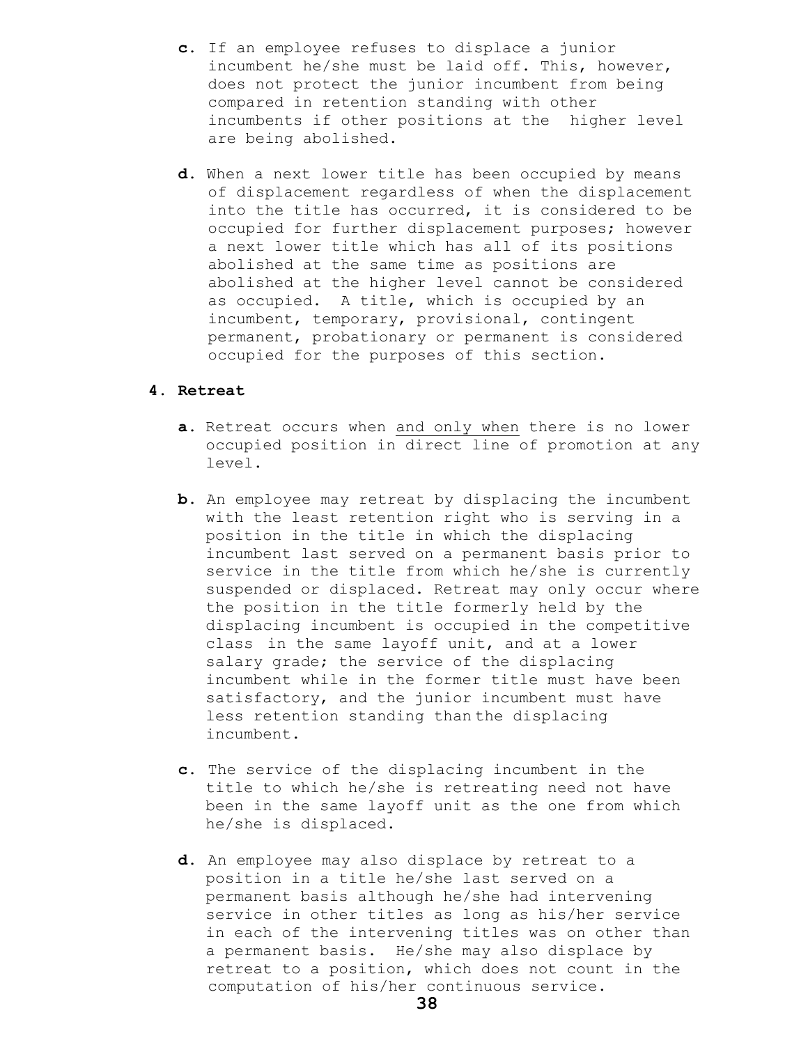**c.** If an employee refuses to displace a junior incumbent he/she must be laid off. This, however, does not protect the junior incumbent from being compared in retention standing with other incumbents if other positions at the higher level are being abolished.

**d.** When a next lower title has been occupied by means of displacement regardless of when the displacement into the title has occurred, it is considered to be occupied for further displacement purposes; however a next lower title which has all of its positions abolished at the same time as positions are abolished at the higher level cannot be considered as occupied. A title, which is occupied by an incumbent, temporary, provisional, contingent permanent, probationary or permanent is considered occupied for the purposes of this section.

**4. Retreat**

**a.** Retreat occurs when <u>and only when</u> there is no lower occupied position in direct line of promotion at any level.

**b.** An employee may retreat by displacing the incumbent with the least retention right who is serving in a position in the title in which the displacing incumbent last served on a permanent basis prior to service in the title from which he/she is currently suspended or displaced. Retreat may only occur where the position in the title formerly held by the displacing incumbent is occupied in the competitive class in the same layoff unit, and at a lower salary grade; the service of the displacing incumbent while in the former title must have been satisfactory, and the junior incumbent must have less retention standing than the displacing incumbent.

**c.** The service of the displacing incumbent in the title to which he/she is retreating need not have been in the same layoff unit as the one from which he/she is displaced.

**d.** An employee may also displace by retreat to a position in a title he/she last served on a permanent basis although he/she had intervening service in other titles as long as his/her service in each of the intervening titles was on other than a permanent basis. He/she may also displace by retreat to a position, which does not count in the computation of his/her continuous service.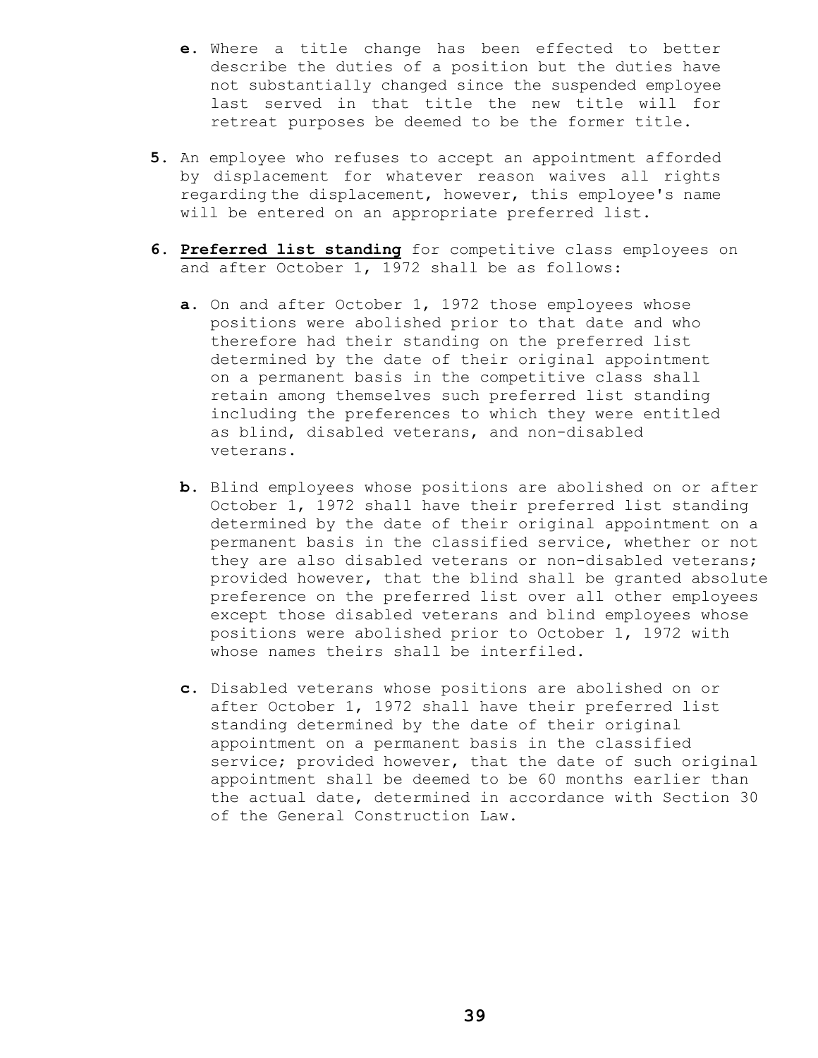**e**. Where a title change has been effected to better describe the duties of a position but the duties have not substantially changed since the suspended employee last served in that title the new title will for retreat purposes be deemed to be the former title.

**5**. An employee who refuses to accept an appointment afforded by displacement for whatever reason waives all rights regarding the displacement, however, this employee's name will be entered on an appropriate preferred list.

**6**. **Preferred list standing** for competitive class employees on and after October 1, 1972 shall be as follows:

   **a**. On and after October 1, 1972 those employees whose positions were abolished prior to that date and who therefore had their standing on the preferred list determined by the date of their original appointment on a permanent basis in the competitive class shall retain among themselves such preferred list standing including the preferences to which they were entitled as blind, disabled veterans, and non-disabled veterans.

   **b**. Blind employees whose positions are abolished on or after October 1, 1972 shall have their preferred list standing determined by the date of their original appointment on a permanent basis in the classified service, whether or not they are also disabled veterans or non-disabled veterans; provided however, that the blind shall be granted absolute preference on the preferred list over all other employees except those disabled veterans and blind employees whose positions were abolished prior to October 1, 1972 with whose names theirs shall be interfiled.

   **c**. Disabled veterans whose positions are abolished on or after October 1, 1972 shall have their preferred list standing determined by the date of their original appointment on a permanent basis in the classified service; provided however, that the date of such original appointment shall be deemed to be 60 months earlier than the actual date, determined in accordance with Section 30 of the General Construction Law.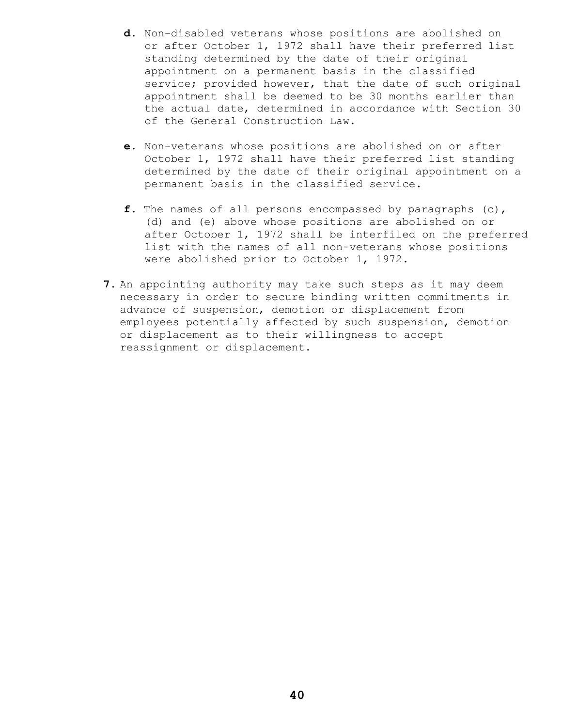**d.** Non-disabled veterans whose positions are abolished on or after October 1, 1972 shall have their preferred list standing determined by the date of their original appointment on a permanent basis in the classified service; provided however, that the date of such original appointment shall be deemed to be 30 months earlier than the actual date, determined in accordance with Section 30 of the General Construction Law.

**e.** Non-veterans whose positions are abolished on or after October 1, 1972 shall have their preferred list standing determined by the date of their original appointment on a permanent basis in the classified service.

**f.** The names of all persons encompassed by paragraphs (c), (d) and (e) above whose positions are abolished on or after October 1, 1972 shall be interfiled on the preferred list with the names of all non-veterans whose positions were abolished prior to October 1, 1972.

**7.** An appointing authority may take such steps as it may deem necessary in order to secure binding written commitments in advance of suspension, demotion or displacement from employees potentially affected by such suspension, demotion or displacement as to their willingness to accept reassignment or displacement.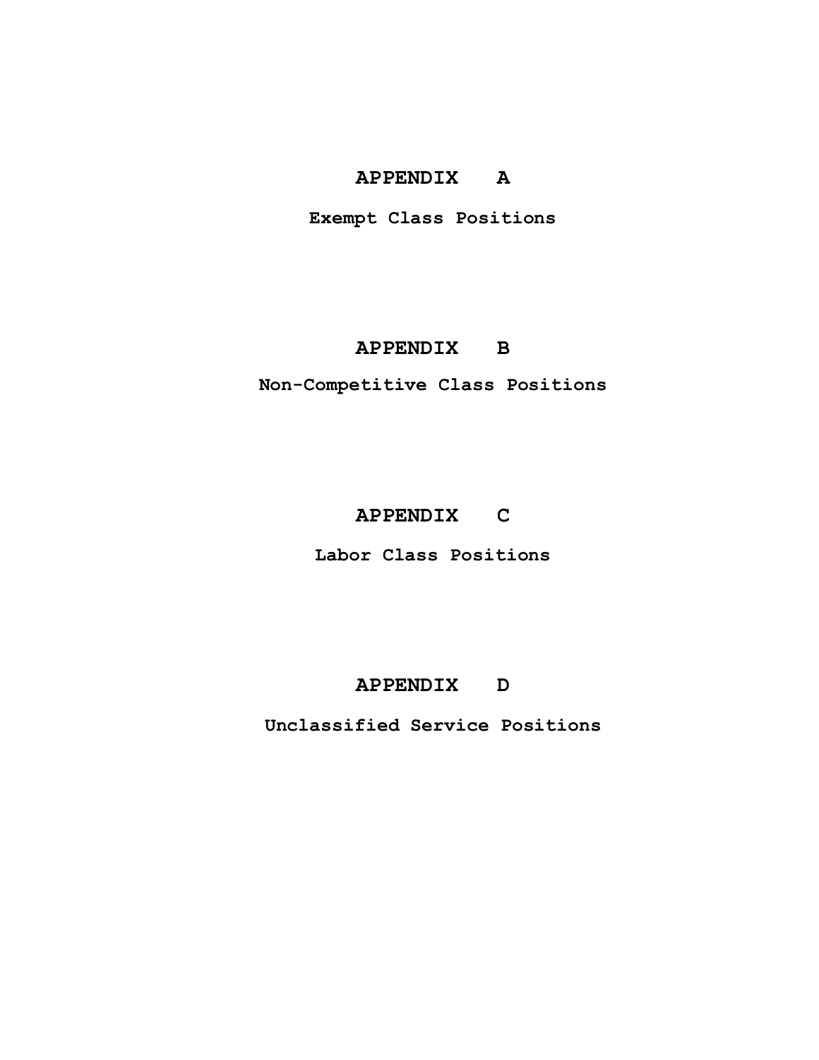# APPENDIX A

**Exempt Class Positions**

# APPENDIX B

**Non-Competitive Class Positions**

# APPENDIX C

**Labor Class Positions**

# APPENDIX D

**Unclassified Service Positions**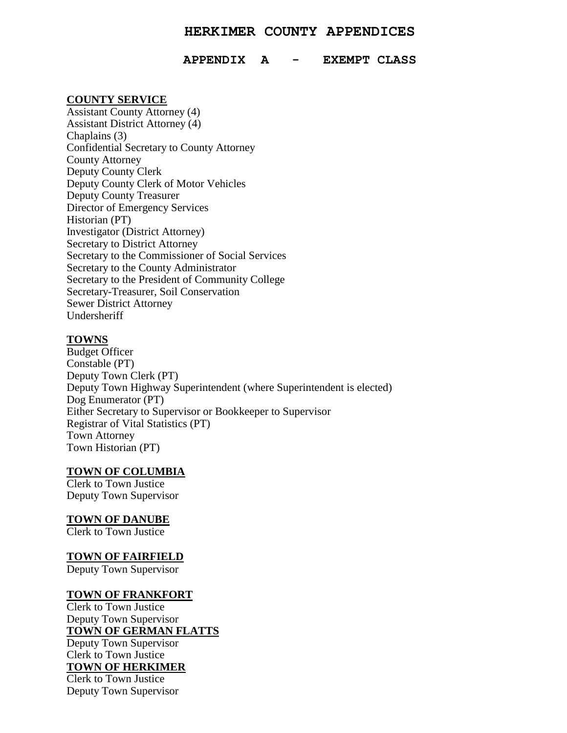# HERKIMER COUNTY APPENDICES

## APPENDIX A - EXEMPT CLASS

**COUNTY SERVICE**

Assistant County Attorney (4)
Assistant District Attorney (4)
Chaplains (3)
Confidential Secretary to County Attorney
County Attorney
Deputy County Clerk
Deputy County Clerk of Motor Vehicles
Deputy County Treasurer
Director of Emergency Services
Historian (PT)
Investigator (District Attorney)
Secretary to District Attorney
Secretary to the Commissioner of Social Services
Secretary to the County Administrator
Secretary to the President of Community College
Secretary-Treasurer, Soil Conservation
Sewer District Attorney
Undersheriff

**TOWNS**

Budget Officer
Constable (PT)
Deputy Town Clerk (PT)
Deputy Town Highway Superintendent (where Superintendent is elected)
Dog Enumerator (PT)
Either Secretary to Supervisor or Bookkeeper to Supervisor
Registrar of Vital Statistics (PT)
Town Attorney
Town Historian (PT)

**TOWN OF COLUMBIA**

Clerk to Town Justice
Deputy Town Supervisor

**TOWN OF DANUBE**

Clerk to Town Justice

**TOWN OF FAIRFIELD**

Deputy Town Supervisor

**TOWN OF FRANKFORT**

Clerk to Town Justice
Deputy Town Supervisor

**TOWN OF GERMAN FLATTS**

Deputy Town Supervisor
Clerk to Town Justice

**TOWN OF HERKIMER**

Clerk to Town Justice
Deputy Town Supervisor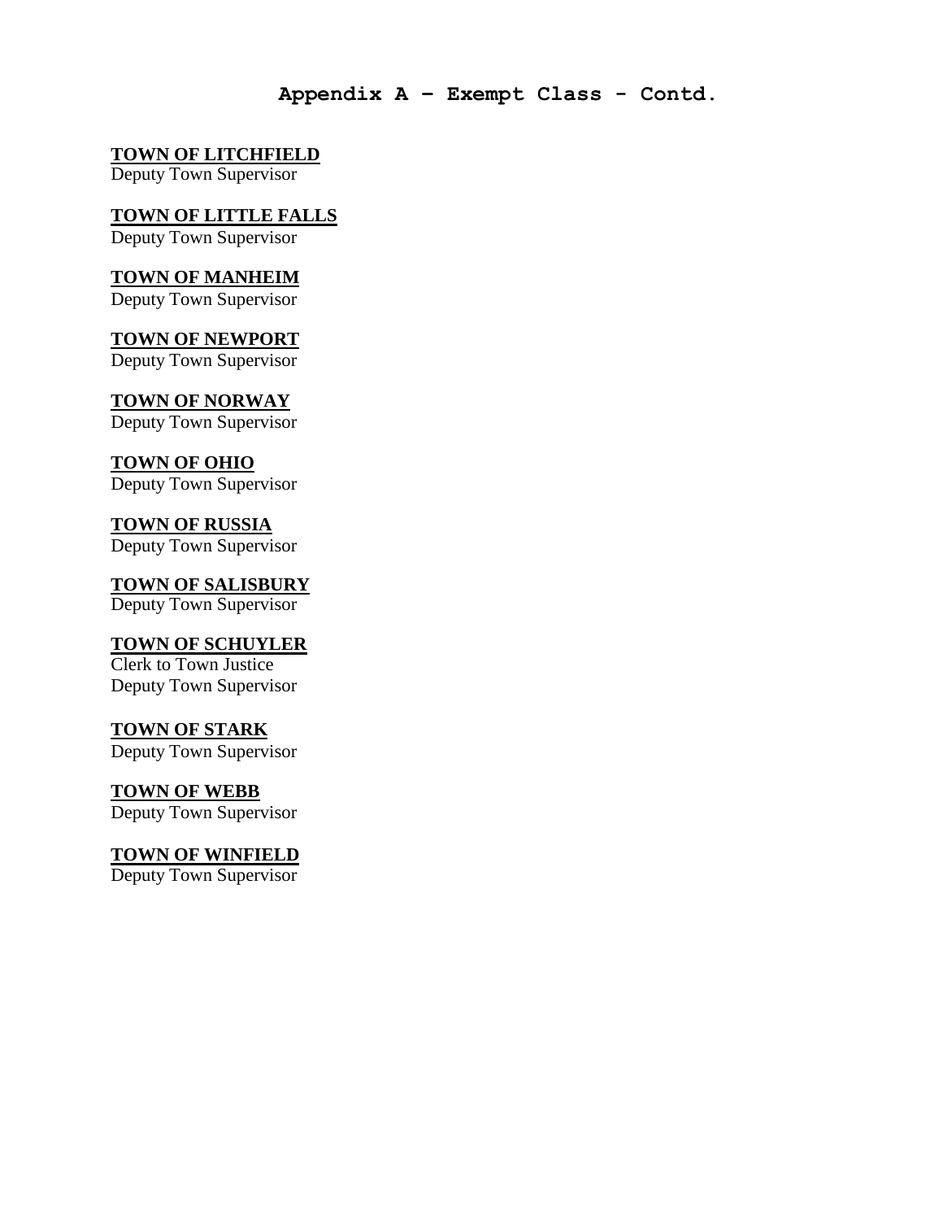## Appendix A – Exempt Class - Contd.

**TOWN OF LITCHFIELD**
Deputy Town Supervisor

**TOWN OF LITTLE FALLS**
Deputy Town Supervisor

**TOWN OF MANHEIM**
Deputy Town Supervisor

**TOWN OF NEWPORT**
Deputy Town Supervisor

**TOWN OF NORWAY**
Deputy Town Supervisor

**TOWN OF OHIO**
Deputy Town Supervisor

**TOWN OF RUSSIA**
Deputy Town Supervisor

**TOWN OF SALISBURY**
Deputy Town Supervisor

**TOWN OF SCHUYLER**
Clerk to Town Justice
Deputy Town Supervisor

**TOWN OF STARK**
Deputy Town Supervisor

**TOWN OF WEBB**
Deputy Town Supervisor

**TOWN OF WINFIELD**
Deputy Town Supervisor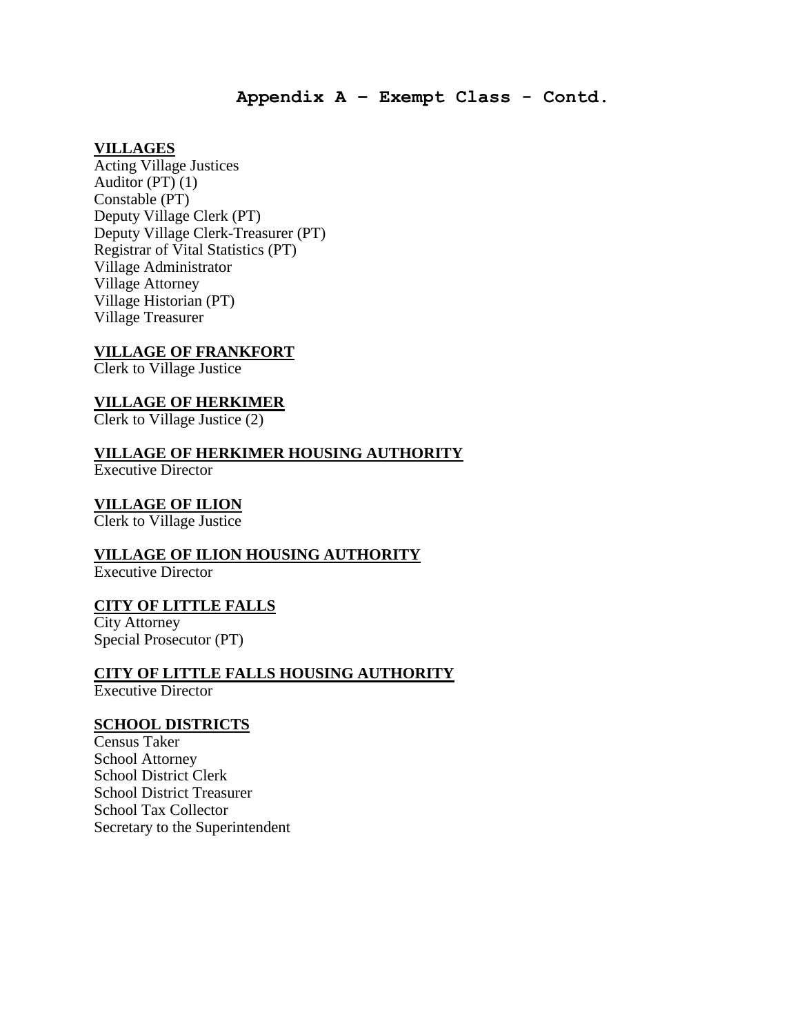## Appendix A – Exempt Class - Contd.

**VILLAGES**

Acting Village Justices
Auditor (PT) (1)
Constable (PT)
Deputy Village Clerk (PT)
Deputy Village Clerk-Treasurer (PT)
Registrar of Vital Statistics (PT)
Village Administrator
Village Attorney
Village Historian (PT)
Village Treasurer

**VILLAGE OF FRANKFORT**

Clerk to Village Justice

**VILLAGE OF HERKIMER**

Clerk to Village Justice (2)

**VILLAGE OF HERKIMER HOUSING AUTHORITY**

Executive Director

**VILLAGE OF ILION**

Clerk to Village Justice

**VILLAGE OF ILION HOUSING AUTHORITY**

Executive Director

**CITY OF LITTLE FALLS**

City Attorney
Special Prosecutor (PT)

**CITY OF LITTLE FALLS HOUSING AUTHORITY**

Executive Director

**SCHOOL DISTRICTS**

Census Taker
School Attorney
School District Clerk
School District Treasurer
School Tax Collector
Secretary to the Superintendent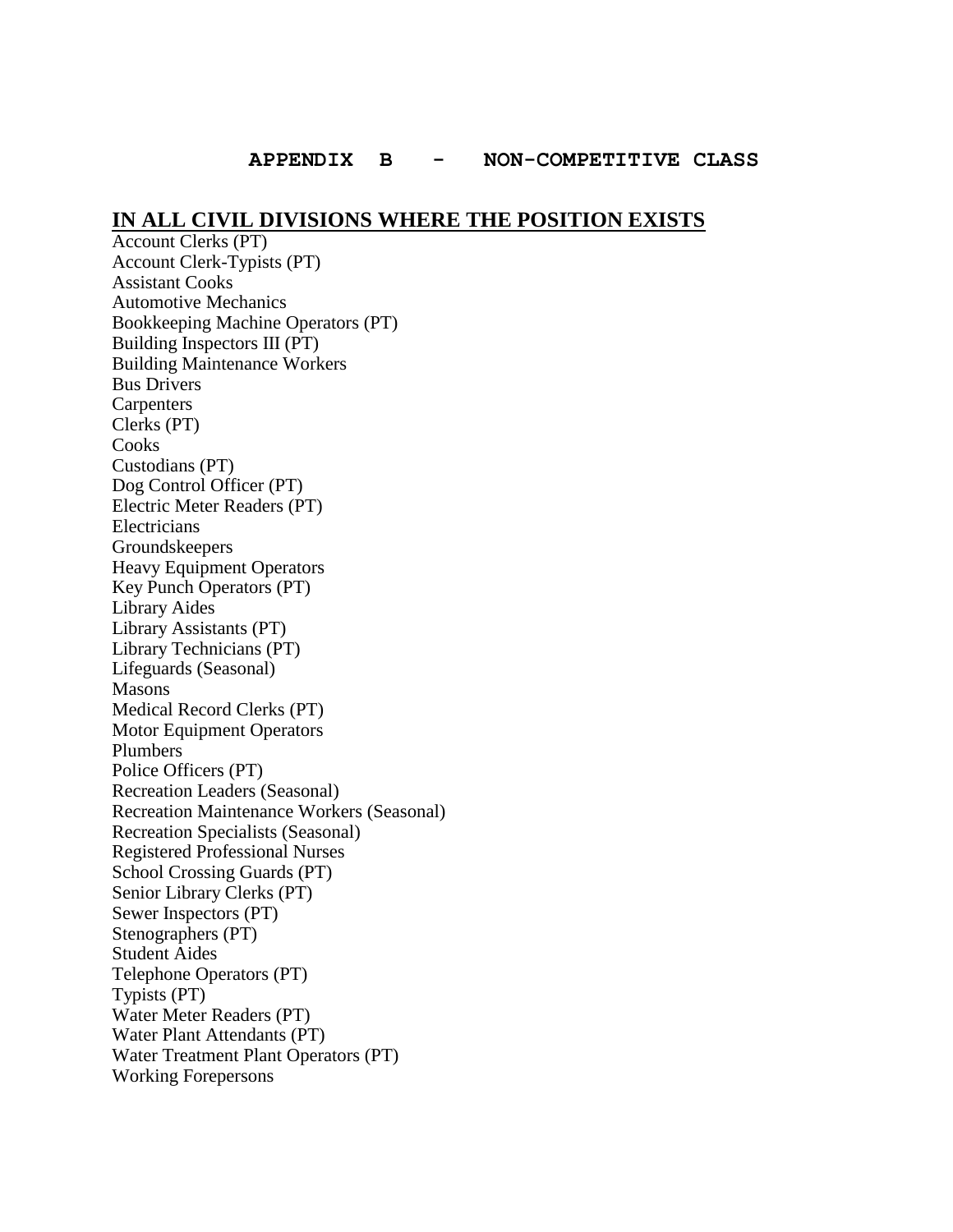# APPENDIX B - NON-COMPETITIVE CLASS

## IN ALL CIVIL DIVISIONS WHERE THE POSITION EXISTS

Account Clerks (PT)
Account Clerk-Typists (PT)
Assistant Cooks
Automotive Mechanics
Bookkeeping Machine Operators (PT)
Building Inspectors III (PT)
Building Maintenance Workers
Bus Drivers
Carpenters
Clerks (PT)
Cooks
Custodians (PT)
Dog Control Officer (PT)
Electric Meter Readers (PT)
Electricians
Groundskeepers
Heavy Equipment Operators
Key Punch Operators (PT)
Library Aides
Library Assistants (PT)
Library Technicians (PT)
Lifeguards (Seasonal)
Masons
Medical Record Clerks (PT)
Motor Equipment Operators
Plumbers
Police Officers (PT)
Recreation Leaders (Seasonal)
Recreation Maintenance Workers (Seasonal)
Recreation Specialists (Seasonal)
Registered Professional Nurses
School Crossing Guards (PT)
Senior Library Clerks (PT)
Sewer Inspectors (PT)
Stenographers (PT)
Student Aides
Telephone Operators (PT)
Typists (PT)
Water Meter Readers (PT)
Water Plant Attendants (PT)
Water Treatment Plant Operators (PT)
Working Forepersons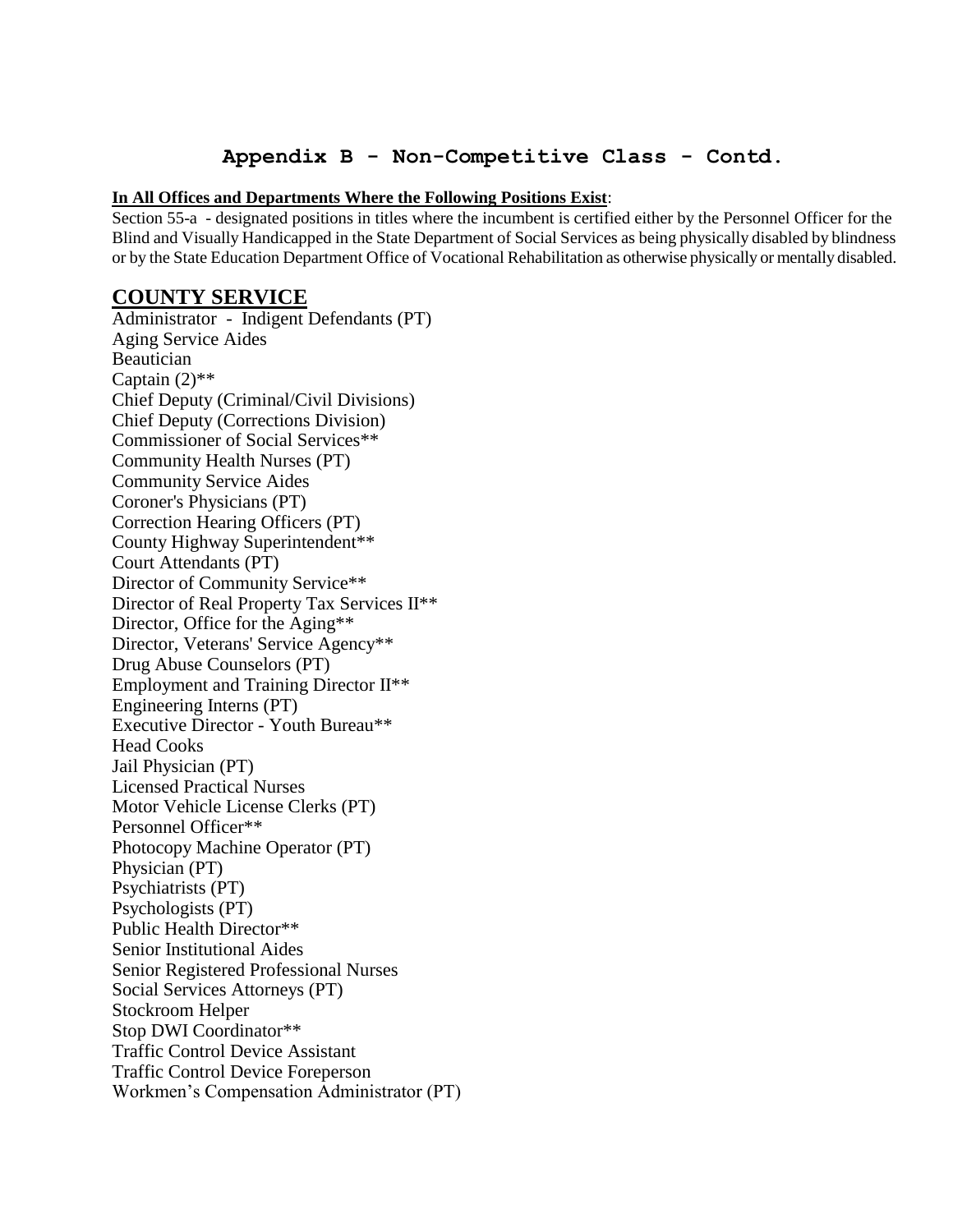# Appendix B - Non-Competitive Class - Contd.

**In All Offices and Departments Where the Following Positions Exist**:

Section 55-a - designated positions in titles where the incumbent is certified either by the Personnel Officer for the Blind and Visually Handicapped in the State Department of Social Services as being physically disabled by blindness or by the State Education Department Office of Vocational Rehabilitation as otherwise physically or mentally disabled.

## COUNTY SERVICE

Administrator - Indigent Defendants (PT)
Aging Service Aides
Beautician
Captain (2)**
Chief Deputy (Criminal/Civil Divisions)
Chief Deputy (Corrections Division)
Commissioner of Social Services**
Community Health Nurses (PT)
Community Service Aides
Coroner's Physicians (PT)
Correction Hearing Officers (PT)
County Highway Superintendent**
Court Attendants (PT)
Director of Community Service**
Director of Real Property Tax Services II**
Director, Office for the Aging**
Director, Veterans' Service Agency**
Drug Abuse Counselors (PT)
Employment and Training Director II**
Engineering Interns (PT)
Executive Director - Youth Bureau**
Head Cooks
Jail Physician (PT)
Licensed Practical Nurses
Motor Vehicle License Clerks (PT)
Personnel Officer**
Photocopy Machine Operator (PT)
Physician (PT)
Psychiatrists (PT)
Psychologists (PT)
Public Health Director**
Senior Institutional Aides
Senior Registered Professional Nurses
Social Services Attorneys (PT)
Stockroom Helper
Stop DWI Coordinator**
Traffic Control Device Assistant
Traffic Control Device Foreperson
Workmen's Compensation Administrator (PT)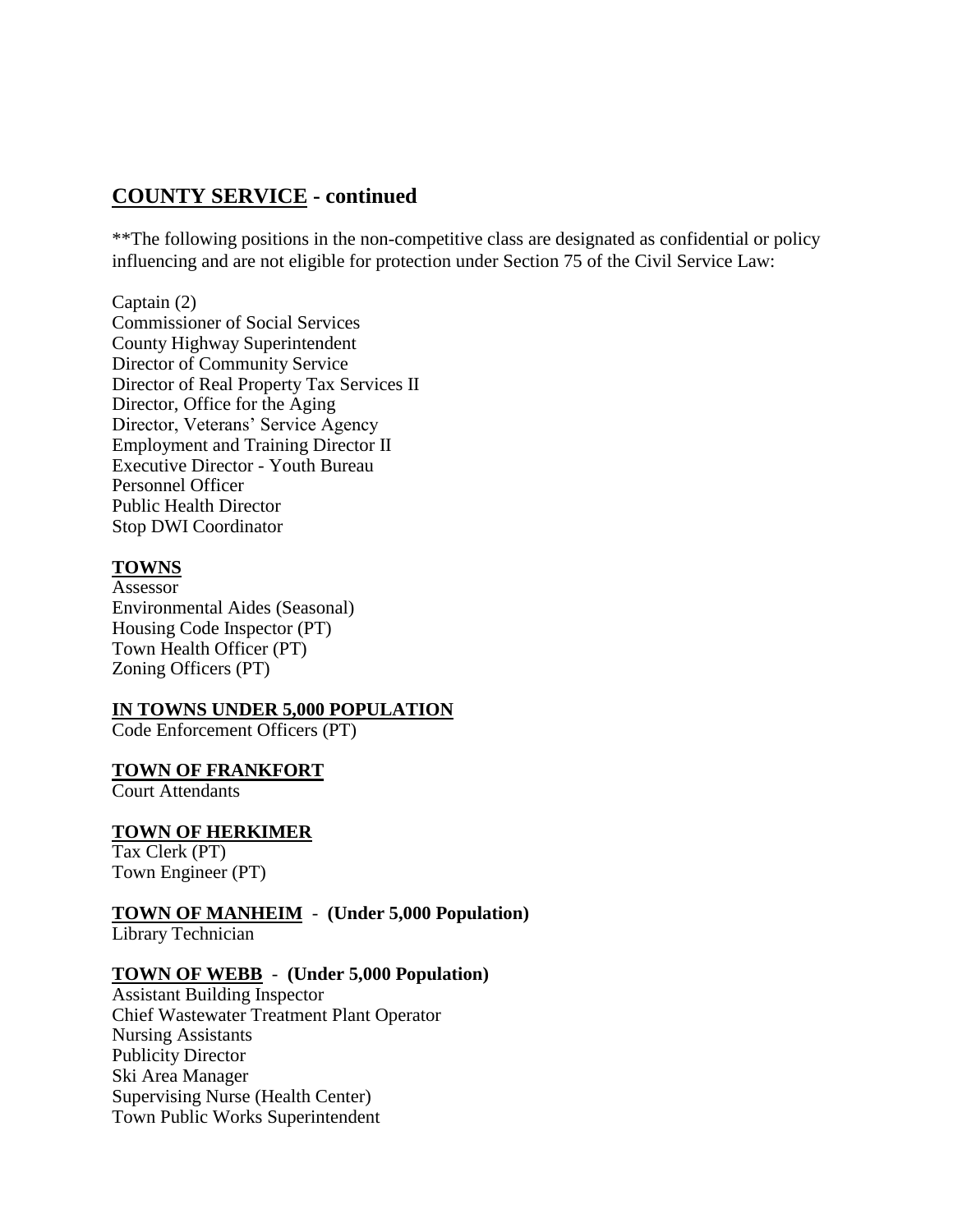## COUNTY SERVICE - continued

**The following positions in the non-competitive class are designated as confidential or policy influencing and are not eligible for protection under Section 75 of the Civil Service Law:

Captain (2)
Commissioner of Social Services
County Highway Superintendent
Director of Community Service
Director of Real Property Tax Services II
Director, Office for the Aging
Director, Veterans' Service Agency
Employment and Training Director II
Executive Director - Youth Bureau
Personnel Officer
Public Health Director
Stop DWI Coordinator

**TOWNS**

Assessor
Environmental Aides (Seasonal)
Housing Code Inspector (PT)
Town Health Officer (PT)
Zoning Officers (PT)

**IN TOWNS UNDER 5,000 POPULATION**

Code Enforcement Officers (PT)

**TOWN OF FRANKFORT**

Court Attendants

**TOWN OF HERKIMER**

Tax Clerk (PT)
Town Engineer (PT)

**TOWN OF MANHEIM - (Under 5,000 Population)**

Library Technician

**TOWN OF WEBB - (Under 5,000 Population)**

Assistant Building Inspector
Chief Wastewater Treatment Plant Operator
Nursing Assistants
Publicity Director
Ski Area Manager
Supervising Nurse (Health Center)
Town Public Works Superintendent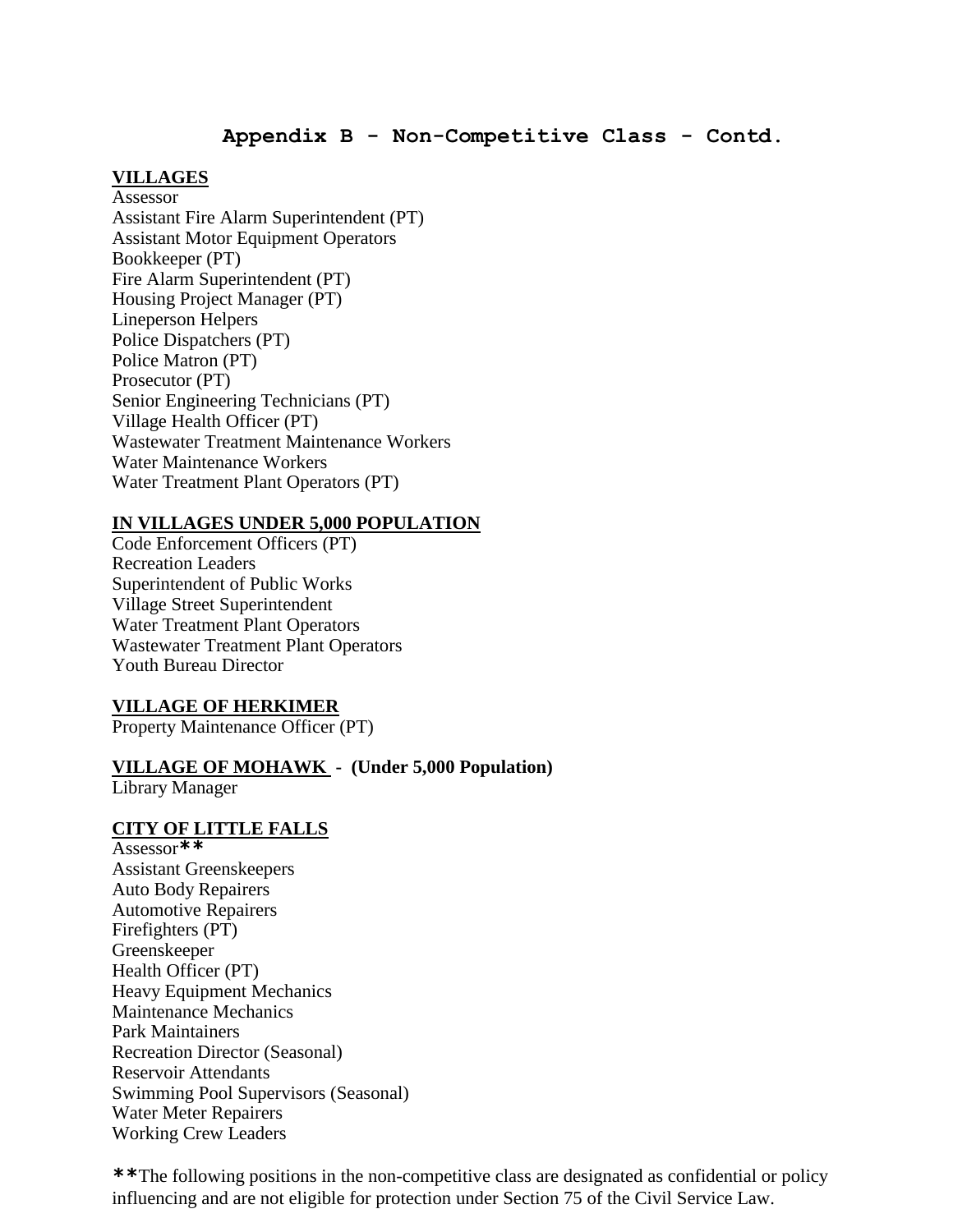## Appendix B - Non-Competitive Class - Contd.

**VILLAGES**

Assessor
Assistant Fire Alarm Superintendent (PT)
Assistant Motor Equipment Operators
Bookkeeper (PT)
Fire Alarm Superintendent (PT)
Housing Project Manager (PT)
Lineperson Helpers
Police Dispatchers (PT)
Police Matron (PT)
Prosecutor (PT)
Senior Engineering Technicians (PT)
Village Health Officer (PT)
Wastewater Treatment Maintenance Workers
Water Maintenance Workers
Water Treatment Plant Operators (PT)

**IN VILLAGES UNDER 5,000 POPULATION**

Code Enforcement Officers (PT)
Recreation Leaders
Superintendent of Public Works
Village Street Superintendent
Water Treatment Plant Operators
Wastewater Treatment Plant Operators
Youth Bureau Director

**VILLAGE OF HERKIMER**

Property Maintenance Officer (PT)

**VILLAGE OF MOHAWK - (Under 5,000 Population)**

Library Manager

**CITY OF LITTLE FALLS**

Assessor**
Assistant Greenskeepers
Auto Body Repairers
Automotive Repairers
Firefighters (PT)
Greenskeeper
Health Officer (PT)
Heavy Equipment Mechanics
Maintenance Mechanics
Park Maintainers
Recreation Director (Seasonal)
Reservoir Attendants
Swimming Pool Supervisors (Seasonal)
Water Meter Repairers
Working Crew Leaders

**The following positions in the non-competitive class are designated as confidential or policy influencing and are not eligible for protection under Section 75 of the Civil Service Law.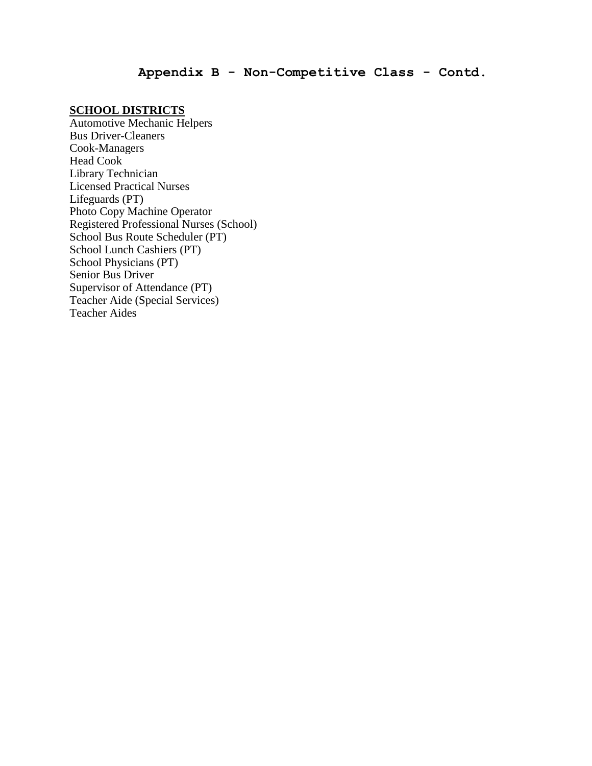## Appendix B - Non-Competitive Class - Contd.

**SCHOOL DISTRICTS**

Automotive Mechanic Helpers
Bus Driver-Cleaners
Cook-Managers
Head Cook
Library Technician
Licensed Practical Nurses
Lifeguards (PT)
Photo Copy Machine Operator
Registered Professional Nurses (School)
School Bus Route Scheduler (PT)
School Lunch Cashiers (PT)
School Physicians (PT)
Senior Bus Driver
Supervisor of Attendance (PT)
Teacher Aide (Special Services)
Teacher Aides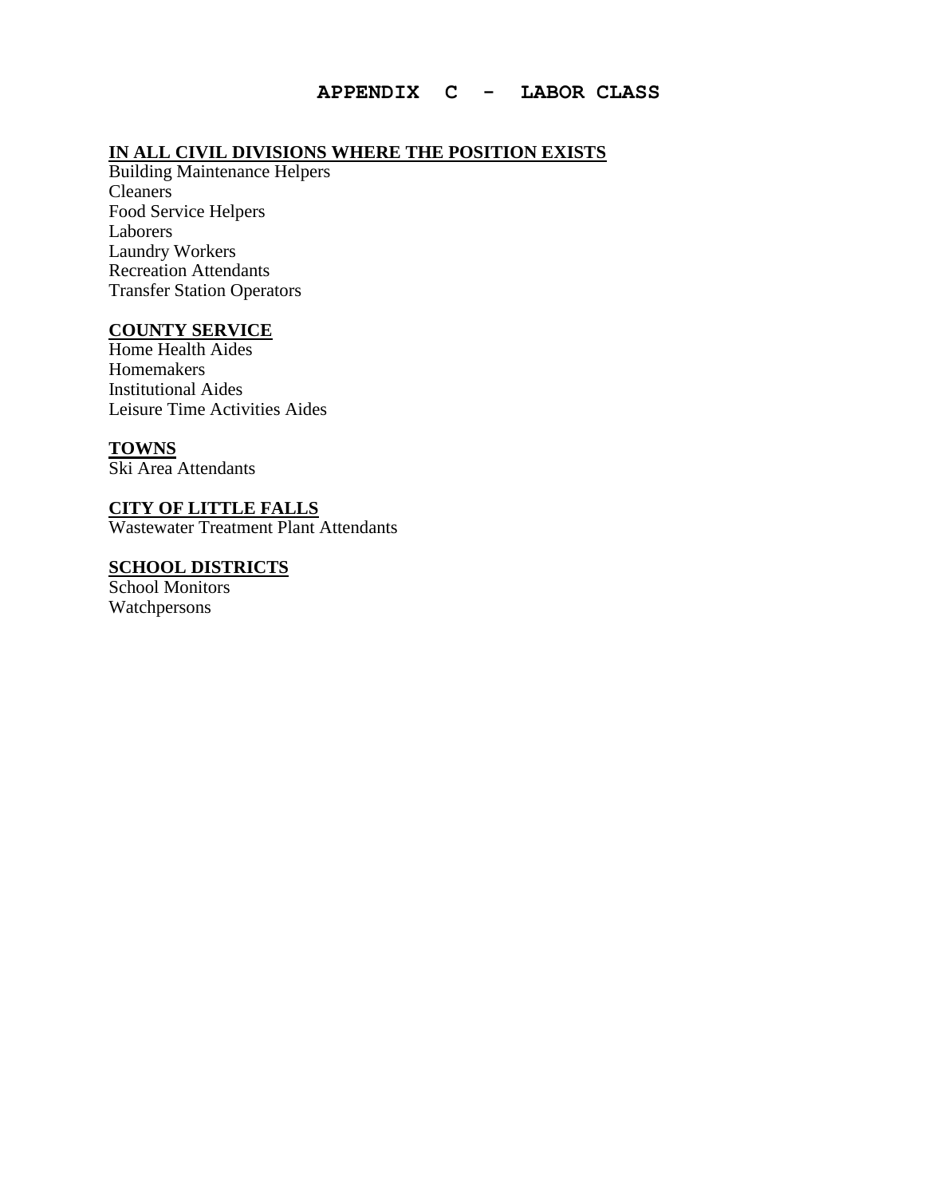# APPENDIX C - LABOR CLASS

**IN ALL CIVIL DIVISIONS WHERE THE POSITION EXISTS**

Building Maintenance Helpers
Cleaners
Food Service Helpers
Laborers
Laundry Workers
Recreation Attendants
Transfer Station Operators

**COUNTY SERVICE**

Home Health Aides
Homemakers
Institutional Aides
Leisure Time Activities Aides

**TOWNS**

Ski Area Attendants

**CITY OF LITTLE FALLS**

Wastewater Treatment Plant Attendants

**SCHOOL DISTRICTS**

School Monitors
Watchpersons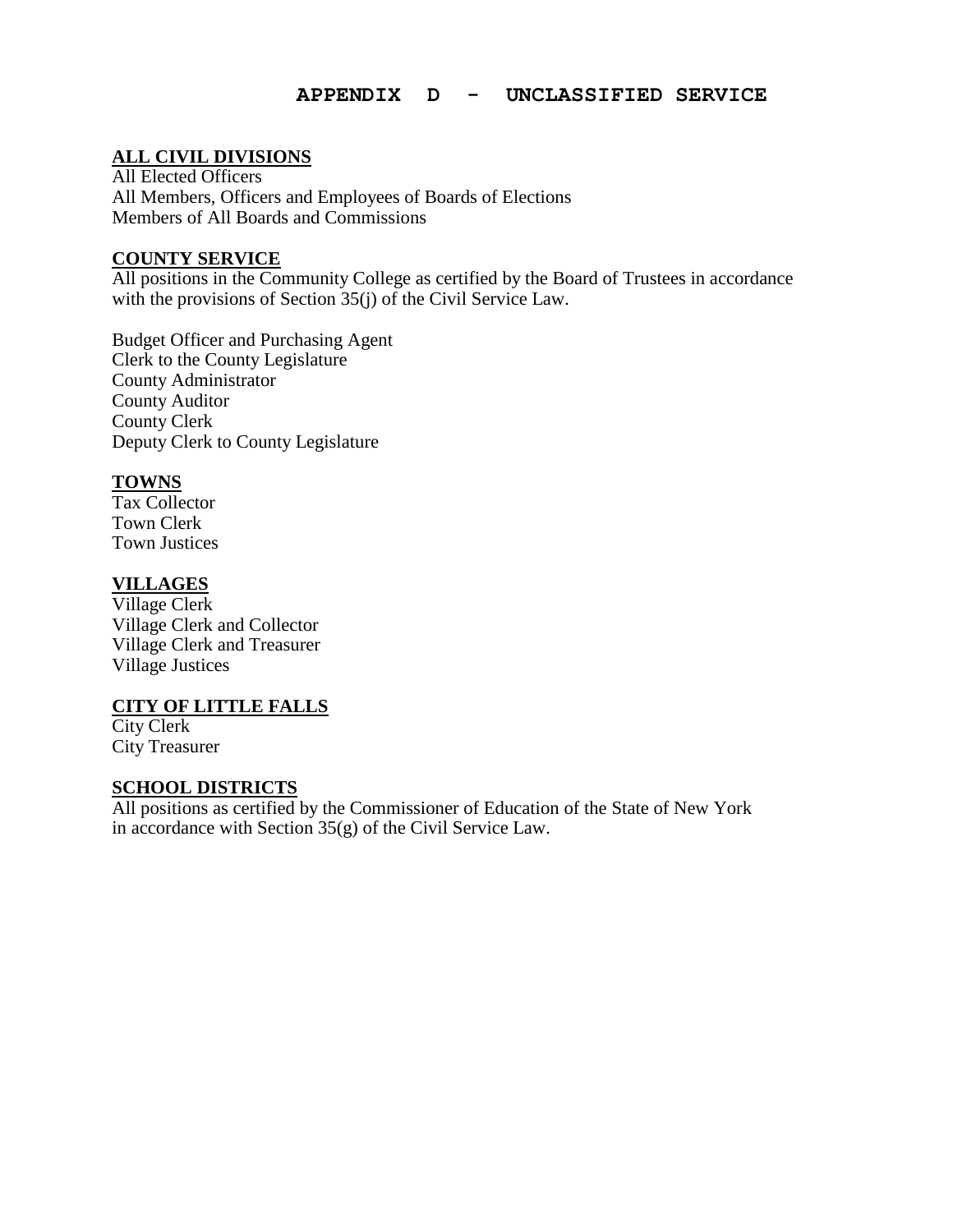# APPENDIX D - UNCLASSIFIED SERVICE

**ALL CIVIL DIVISIONS**

All Elected Officers
All Members, Officers and Employees of Boards of Elections
Members of All Boards and Commissions

**COUNTY SERVICE**

All positions in the Community College as certified by the Board of Trustees in accordance with the provisions of Section 35(j) of the Civil Service Law.

Budget Officer and Purchasing Agent
Clerk to the County Legislature
County Administrator
County Auditor
County Clerk
Deputy Clerk to County Legislature

**TOWNS**

Tax Collector
Town Clerk
Town Justices

**VILLAGES**

Village Clerk
Village Clerk and Collector
Village Clerk and Treasurer
Village Justices

**CITY OF LITTLE FALLS**

City Clerk
City Treasurer

**SCHOOL DISTRICTS**

All positions as certified by the Commissioner of Education of the State of New York in accordance with Section 35(g) of the Civil Service Law.